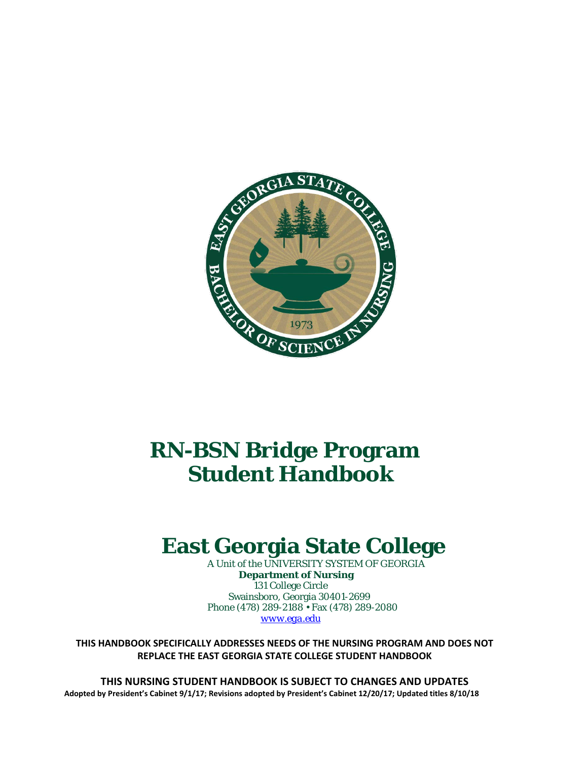# RN-BSN Bridge Program Student Handbook

# East Georgia State College

A Unit of the UNIVERSITY SYSTEM OF GEORGIA

**Department of Nursing**

131 College Circle

Swainsboro, Georgia 30401-2699

Phone (478) 289-2188 • Fax (478) 289-2080

www.ega.edu

**THIS HANDBOOK SPECIFICALLY ADDRESSES NEEDS OF THE NURSING PROGRAM AND DOES NOT REPLACE THE EAST GEORGIA STATE COLLEGE STUDENT HANDBOOK**

**THIS NURSING STUDENT HANDBOOK IS SUBJECT TO CHANGES AND UPDATES**

**Adopted by President's Cabinet 9/1/17; Revisions adopted by President's Cabinet 12/20/17; Updated titles 8/10/18**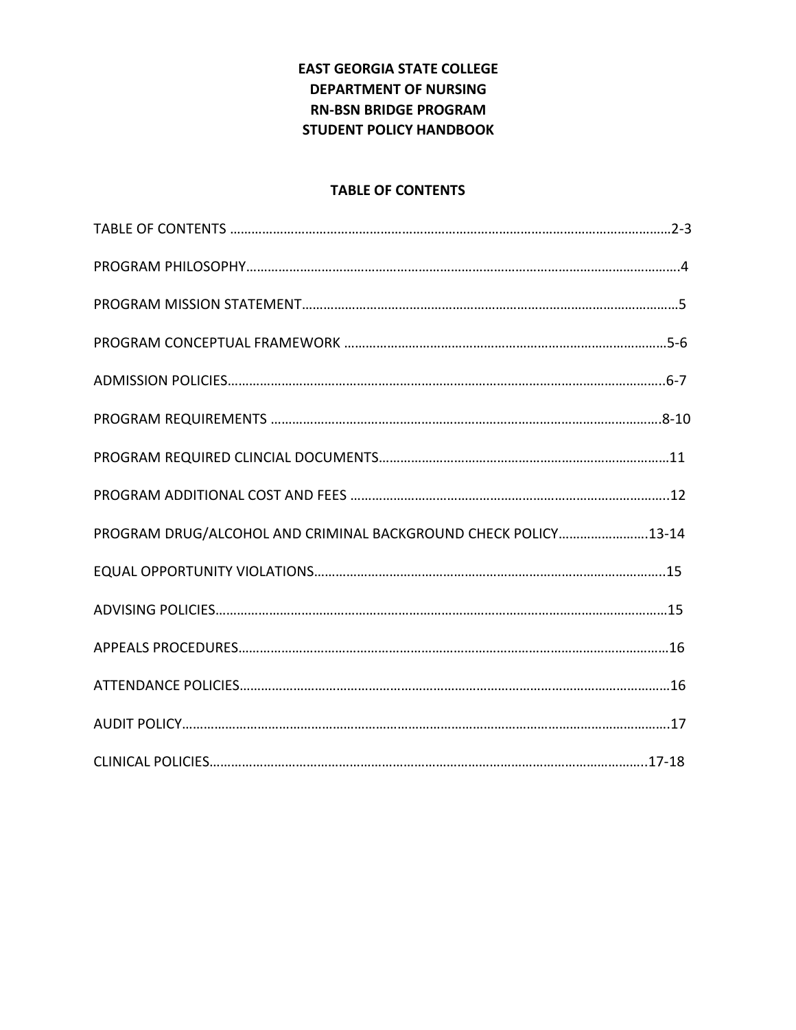**EAST GEORGIA STATE COLLEGE**
**DEPARTMENT OF NURSING**
**RN-BSN BRIDGE PROGRAM**
**STUDENT POLICY HANDBOOK**

## TABLE OF CONTENTS

TABLE OF CONTENTS ……………………………………………………………………………………………………2-3

PROGRAM PHILOSOPHY…………………………………………………………………………………………………4

PROGRAM MISSION STATEMENT………………………………………………………………………………………5

PROGRAM CONCEPTUAL FRAMEWORK ……………………………………………………………………………5-6

ADMISSION POLICIES……………………………………………………………………………………………………..6-7

PROGRAM REQUIREMENTS …………………………………………………………………………………………….8-10

PROGRAM REQUIRED CLINCIAL DOCUMENTS……………………………………………………………………11

PROGRAM ADDITIONAL COST AND FEES ……………………………………………………………………………..12

PROGRAM DRUG/ALCOHOL AND CRIMINAL BACKGROUND CHECK POLICY…………………….13-14

EQUAL OPPORTUNITY VIOLATIONS……………………………………………………………………………………..15

ADVISING POLICIES………………………………………………………………………………………………………………15

APPEALS PROCEDURES…………………………………………………………………………………………………………16

ATTENDANCE POLICIES…………………………………………………………………………………………………………16

AUDIT POLICY……………………………………………………………………………………………………………………….17

CLINICAL POLICIES…………………………………………………………………………………………………………..17-18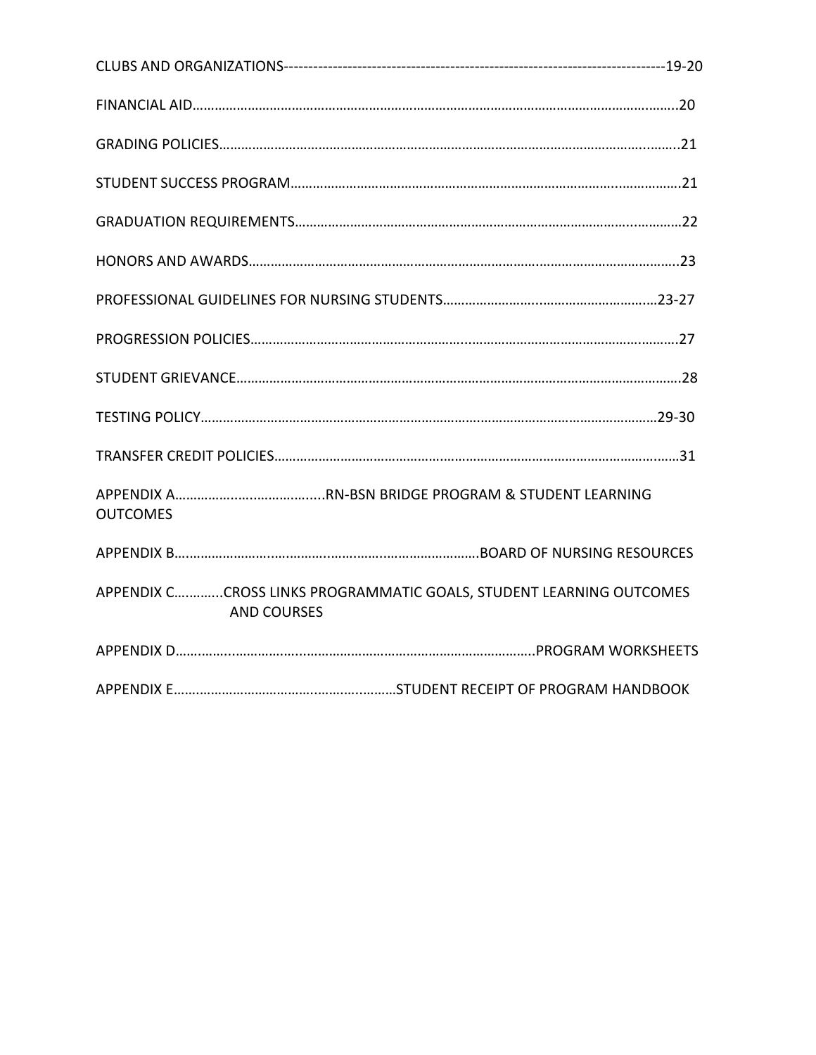CLUBS AND ORGANIZATIONS------------------------------------------------------------------------------19-20

FINANCIAL AID……………………………………………………………………………………………………………….20

GRADING POLICIES……………………………………………………………………………………………………….21

STUDENT SUCCESS PROGRAM……………………………………………………………………………………….21

GRADUATION REQUIREMENTS…………………………………………………………………………………….22

HONORS AND AWARDS……………………………………………………………………………………………….23

PROFESSIONAL GUIDELINES FOR NURSING STUDENTS……………………………………………….23-27

PROGRESSION POLICIES……………………………………………………………………………………………….27

STUDENT GRIEVANCE……………………………………………………………………………………………………28

TESTING POLICY……………………………………………………………………………………………………….29-30

TRANSFER CREDIT POLICIES………………………………………………………………………………………….31

APPENDIX A…………………………………….RN-BSN BRIDGE PROGRAM & STUDENT LEARNING OUTCOMES

APPENDIX B…………………………………………………………………………BOARD OF NURSING RESOURCES

APPENDIX C…………..CROSS LINKS PROGRAMMATIC GOALS, STUDENT LEARNING OUTCOMES AND COURSES

APPENDIX D………………………………………………………………………………………..PROGRAM WORKSHEETS

APPENDIX E………………………………………………………STUDENT RECEIPT OF PROGRAM HANDBOOK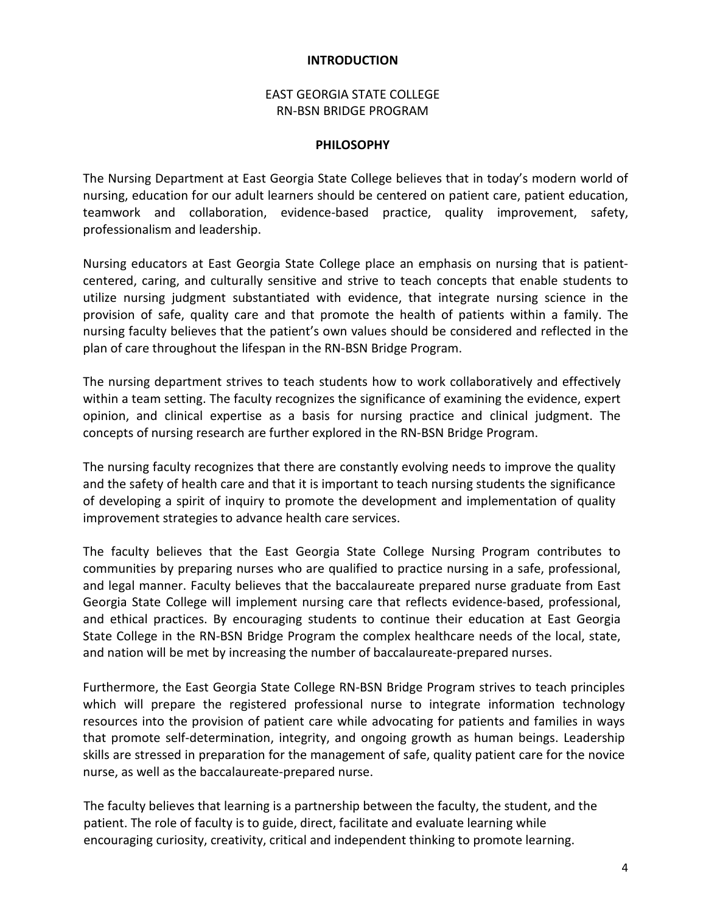# INTRODUCTION

## EAST GEORGIA STATE COLLEGE
## RN-BSN BRIDGE PROGRAM

### PHILOSOPHY

The Nursing Department at East Georgia State College believes that in today's modern world of nursing, education for our adult learners should be centered on patient care, patient education, teamwork and collaboration, evidence-based practice, quality improvement, safety, professionalism and leadership.

Nursing educators at East Georgia State College place an emphasis on nursing that is patient-centered, caring, and culturally sensitive and strive to teach concepts that enable students to utilize nursing judgment substantiated with evidence, that integrate nursing science in the provision of safe, quality care and that promote the health of patients within a family. The nursing faculty believes that the patient's own values should be considered and reflected in the plan of care throughout the lifespan in the RN-BSN Bridge Program.

The nursing department strives to teach students how to work collaboratively and effectively within a team setting. The faculty recognizes the significance of examining the evidence, expert opinion, and clinical expertise as a basis for nursing practice and clinical judgment. The concepts of nursing research are further explored in the RN-BSN Bridge Program.

The nursing faculty recognizes that there are constantly evolving needs to improve the quality and the safety of health care and that it is important to teach nursing students the significance of developing a spirit of inquiry to promote the development and implementation of quality improvement strategies to advance health care services.

The faculty believes that the East Georgia State College Nursing Program contributes to communities by preparing nurses who are qualified to practice nursing in a safe, professional, and legal manner. Faculty believes that the baccalaureate prepared nurse graduate from East Georgia State College will implement nursing care that reflects evidence-based, professional, and ethical practices. By encouraging students to continue their education at East Georgia State College in the RN-BSN Bridge Program the complex healthcare needs of the local, state, and nation will be met by increasing the number of baccalaureate-prepared nurses.

Furthermore, the East Georgia State College RN-BSN Bridge Program strives to teach principles which will prepare the registered professional nurse to integrate information technology resources into the provision of patient care while advocating for patients and families in ways that promote self-determination, integrity, and ongoing growth as human beings. Leadership skills are stressed in preparation for the management of safe, quality patient care for the novice nurse, as well as the baccalaureate-prepared nurse.

The faculty believes that learning is a partnership between the faculty, the student, and the patient. The role of faculty is to guide, direct, facilitate and evaluate learning while encouraging curiosity, creativity, critical and independent thinking to promote learning.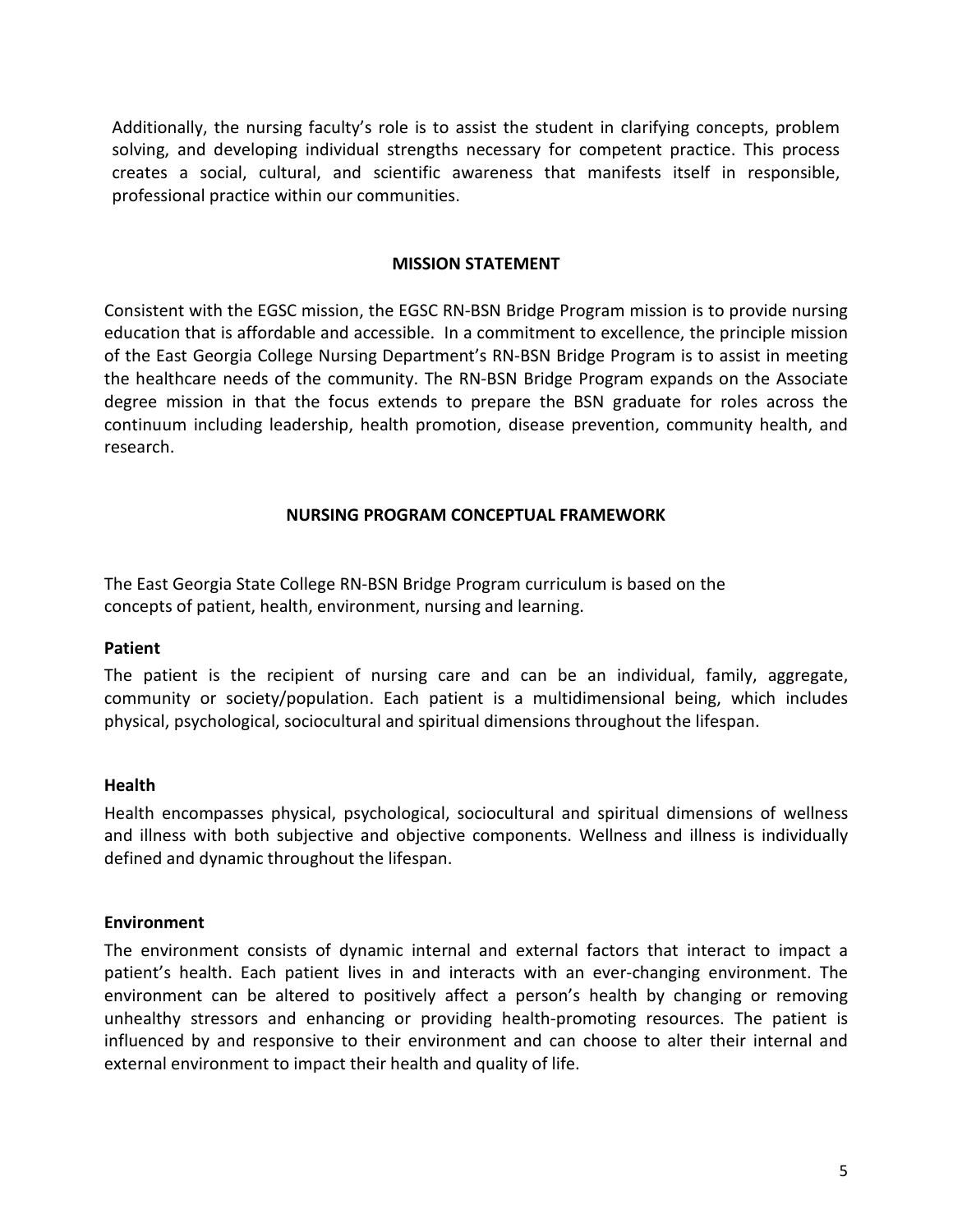Additionally, the nursing faculty's role is to assist the student in clarifying concepts, problem solving, and developing individual strengths necessary for competent practice. This process creates a social, cultural, and scientific awareness that manifests itself in responsible, professional practice within our communities.

## MISSION STATEMENT

Consistent with the EGSC mission, the EGSC RN-BSN Bridge Program mission is to provide nursing education that is affordable and accessible. In a commitment to excellence, the principle mission of the East Georgia College Nursing Department's RN-BSN Bridge Program is to assist in meeting the healthcare needs of the community. The RN-BSN Bridge Program expands on the Associate degree mission in that the focus extends to prepare the BSN graduate for roles across the continuum including leadership, health promotion, disease prevention, community health, and research.

## NURSING PROGRAM CONCEPTUAL FRAMEWORK

The East Georgia State College RN-BSN Bridge Program curriculum is based on the concepts of patient, health, environment, nursing and learning.

### Patient

The patient is the recipient of nursing care and can be an individual, family, aggregate, community or society/population. Each patient is a multidimensional being, which includes physical, psychological, sociocultural and spiritual dimensions throughout the lifespan.

### Health

Health encompasses physical, psychological, sociocultural and spiritual dimensions of wellness and illness with both subjective and objective components. Wellness and illness is individually defined and dynamic throughout the lifespan.

### Environment

The environment consists of dynamic internal and external factors that interact to impact a patient's health. Each patient lives in and interacts with an ever-changing environment. The environment can be altered to positively affect a person's health by changing or removing unhealthy stressors and enhancing or providing health-promoting resources. The patient is influenced by and responsive to their environment and can choose to alter their internal and external environment to impact their health and quality of life.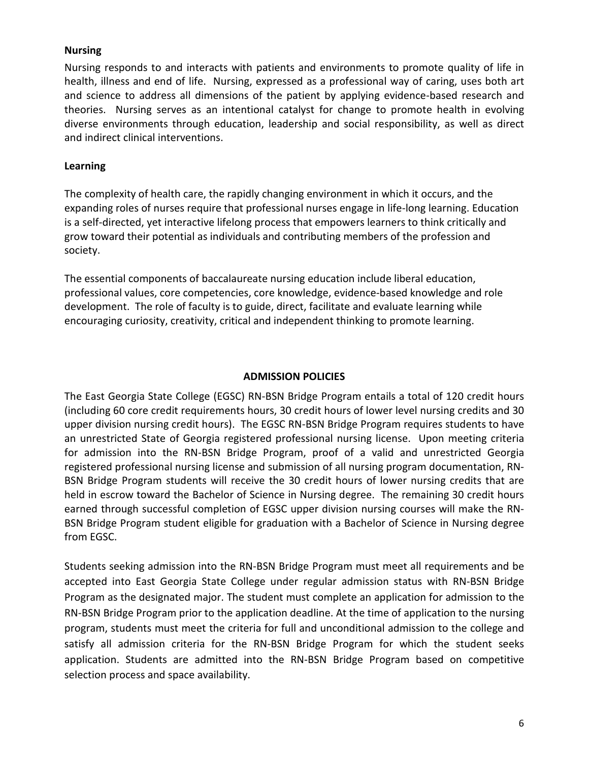**Nursing**

Nursing responds to and interacts with patients and environments to promote quality of life in health, illness and end of life. Nursing, expressed as a professional way of caring, uses both art and science to address all dimensions of the patient by applying evidence-based research and theories. Nursing serves as an intentional catalyst for change to promote health in evolving diverse environments through education, leadership and social responsibility, as well as direct and indirect clinical interventions.

**Learning**

The complexity of health care, the rapidly changing environment in which it occurs, and the expanding roles of nurses require that professional nurses engage in life-long learning. Education is a self-directed, yet interactive lifelong process that empowers learners to think critically and grow toward their potential as individuals and contributing members of the profession and society.

The essential components of baccalaureate nursing education include liberal education, professional values, core competencies, core knowledge, evidence-based knowledge and role development. The role of faculty is to guide, direct, facilitate and evaluate learning while encouraging curiosity, creativity, critical and independent thinking to promote learning.

## ADMISSION POLICIES

The East Georgia State College (EGSC) RN-BSN Bridge Program entails a total of 120 credit hours (including 60 core credit requirements hours, 30 credit hours of lower level nursing credits and 30 upper division nursing credit hours). The EGSC RN-BSN Bridge Program requires students to have an unrestricted State of Georgia registered professional nursing license. Upon meeting criteria for admission into the RN-BSN Bridge Program, proof of a valid and unrestricted Georgia registered professional nursing license and submission of all nursing program documentation, RN-BSN Bridge Program students will receive the 30 credit hours of lower nursing credits that are held in escrow toward the Bachelor of Science in Nursing degree. The remaining 30 credit hours earned through successful completion of EGSC upper division nursing courses will make the RN-BSN Bridge Program student eligible for graduation with a Bachelor of Science in Nursing degree from EGSC.

Students seeking admission into the RN-BSN Bridge Program must meet all requirements and be accepted into East Georgia State College under regular admission status with RN-BSN Bridge Program as the designated major. The student must complete an application for admission to the RN-BSN Bridge Program prior to the application deadline. At the time of application to the nursing program, students must meet the criteria for full and unconditional admission to the college and satisfy all admission criteria for the RN-BSN Bridge Program for which the student seeks application. Students are admitted into the RN-BSN Bridge Program based on competitive selection process and space availability.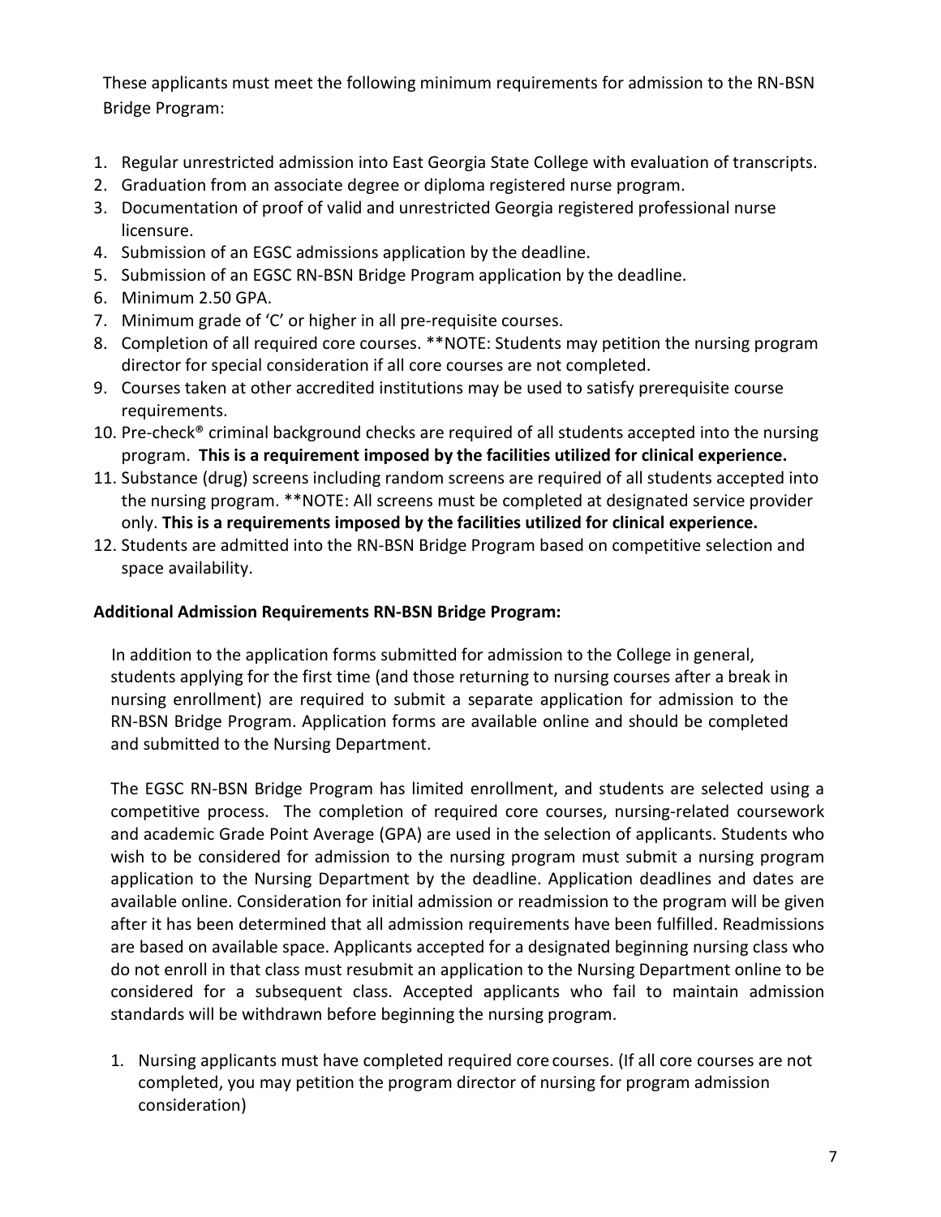These applicants must meet the following minimum requirements for admission to the RN-BSN Bridge Program:

1. Regular unrestricted admission into East Georgia State College with evaluation of transcripts.
2. Graduation from an associate degree or diploma registered nurse program.
3. Documentation of proof of valid and unrestricted Georgia registered professional nurse licensure.
4. Submission of an EGSC admissions application by the deadline.
5. Submission of an EGSC RN-BSN Bridge Program application by the deadline.
6. Minimum 2.50 GPA.
7. Minimum grade of 'C' or higher in all pre-requisite courses.
8. Completion of all required core courses. **NOTE: Students may petition the nursing program director for special consideration if all core courses are not completed.
9. Courses taken at other accredited institutions may be used to satisfy prerequisite course requirements.
10. Pre-check® criminal background checks are required of all students accepted into the nursing program. **This is a requirement imposed by the facilities utilized for clinical experience.**
11. Substance (drug) screens including random screens are required of all students accepted into the nursing program. **NOTE: All screens must be completed at designated service provider only. **This is a requirements imposed by the facilities utilized for clinical experience.**
12. Students are admitted into the RN-BSN Bridge Program based on competitive selection and space availability.

**Additional Admission Requirements RN-BSN Bridge Program:**

In addition to the application forms submitted for admission to the College in general, students applying for the first time (and those returning to nursing courses after a break in nursing enrollment) are required to submit a separate application for admission to the RN-BSN Bridge Program. Application forms are available online and should be completed and submitted to the Nursing Department.

The EGSC RN-BSN Bridge Program has limited enrollment, and students are selected using a competitive process. The completion of required core courses, nursing-related coursework and academic Grade Point Average (GPA) are used in the selection of applicants. Students who wish to be considered for admission to the nursing program must submit a nursing program application to the Nursing Department by the deadline. Application deadlines and dates are available online. Consideration for initial admission or readmission to the program will be given after it has been determined that all admission requirements have been fulfilled. Readmissions are based on available space. Applicants accepted for a designated beginning nursing class who do not enroll in that class must resubmit an application to the Nursing Department online to be considered for a subsequent class. Accepted applicants who fail to maintain admission standards will be withdrawn before beginning the nursing program.

1. Nursing applicants must have completed required core courses. (If all core courses are not completed, you may petition the program director of nursing for program admission consideration)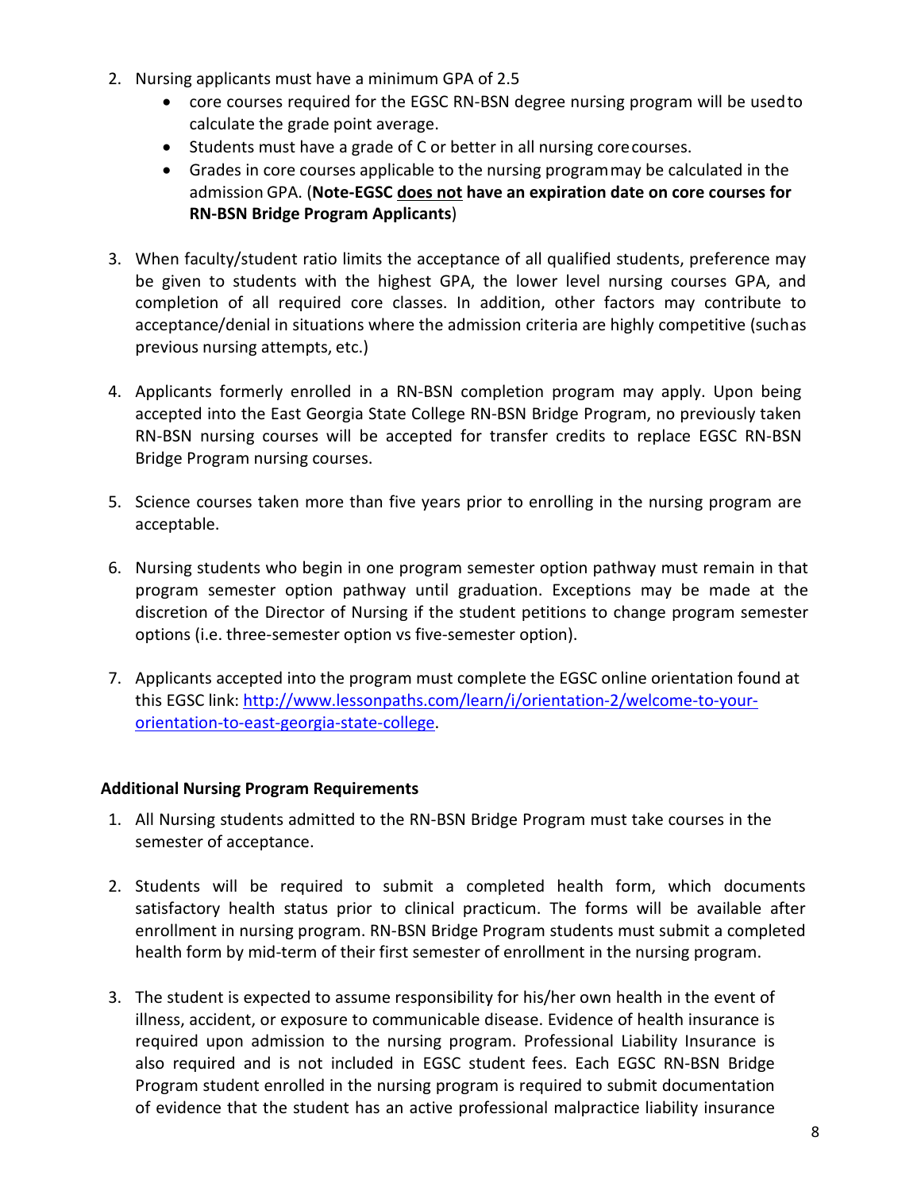2. Nursing applicants must have a minimum GPA of 2.5
   - core courses required for the EGSC RN-BSN degree nursing program will be used to calculate the grade point average.
   - Students must have a grade of C or better in all nursing core courses.
   - Grades in core courses applicable to the nursing program may be calculated in the admission GPA. (**Note-EGSC <u>does not</u> have an expiration date on core courses for RN-BSN Bridge Program Applicants**)

3. When faculty/student ratio limits the acceptance of all qualified students, preference may be given to students with the highest GPA, the lower level nursing courses GPA, and completion of all required core classes. In addition, other factors may contribute to acceptance/denial in situations where the admission criteria are highly competitive (such as previous nursing attempts, etc.)

4. Applicants formerly enrolled in a RN-BSN completion program may apply. Upon being accepted into the East Georgia State College RN-BSN Bridge Program, no previously taken RN-BSN nursing courses will be accepted for transfer credits to replace EGSC RN-BSN Bridge Program nursing courses.

5. Science courses taken more than five years prior to enrolling in the nursing program are acceptable.

6. Nursing students who begin in one program semester option pathway must remain in that program semester option pathway until graduation. Exceptions may be made at the discretion of the Director of Nursing if the student petitions to change program semester options (i.e. three-semester option vs five-semester option).

7. Applicants accepted into the program must complete the EGSC online orientation found at this EGSC link: [http://www.lessonpaths.com/learn/i/orientation-2/welcome-to-your-orientation-to-east-georgia-state-college](http://www.lessonpaths.com/learn/i/orientation-2/welcome-to-your-orientation-to-east-georgia-state-college).

**Additional Nursing Program Requirements**

1. All Nursing students admitted to the RN-BSN Bridge Program must take courses in the semester of acceptance.

2. Students will be required to submit a completed health form, which documents satisfactory health status prior to clinical practicum. The forms will be available after enrollment in nursing program. RN-BSN Bridge Program students must submit a completed health form by mid-term of their first semester of enrollment in the nursing program.

3. The student is expected to assume responsibility for his/her own health in the event of illness, accident, or exposure to communicable disease. Evidence of health insurance is required upon admission to the nursing program. Professional Liability Insurance is also required and is not included in EGSC student fees. Each EGSC RN-BSN Bridge Program student enrolled in the nursing program is required to submit documentation of evidence that the student has an active professional malpractice liability insurance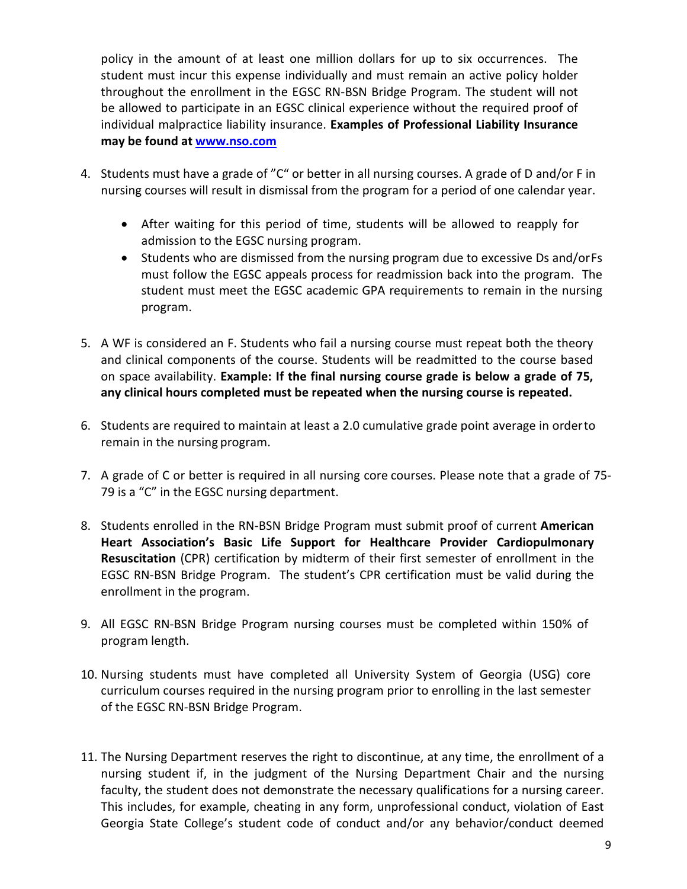policy in the amount of at least one million dollars for up to six occurrences. The student must incur this expense individually and must remain an active policy holder throughout the enrollment in the EGSC RN-BSN Bridge Program. The student will not be allowed to participate in an EGSC clinical experience without the required proof of individual malpractice liability insurance. **Examples of Professional Liability Insurance may be found at [www.nso.com](http://www.nso.com)**

4. Students must have a grade of "C" or better in all nursing courses. A grade of D and/or F in nursing courses will result in dismissal from the program for a period of one calendar year.

   - After waiting for this period of time, students will be allowed to reapply for admission to the EGSC nursing program.
   - Students who are dismissed from the nursing program due to excessive Ds and/or Fs must follow the EGSC appeals process for readmission back into the program. The student must meet the EGSC academic GPA requirements to remain in the nursing program.

5. A WF is considered an F. Students who fail a nursing course must repeat both the theory and clinical components of the course. Students will be readmitted to the course based on space availability. **Example: If the final nursing course grade is below a grade of 75, any clinical hours completed must be repeated when the nursing course is repeated.**

6. Students are required to maintain at least a 2.0 cumulative grade point average in order to remain in the nursing program.

7. A grade of C or better is required in all nursing core courses. Please note that a grade of 75-79 is a "C" in the EGSC nursing department.

8. Students enrolled in the RN-BSN Bridge Program must submit proof of current **American Heart Association's Basic Life Support for Healthcare Provider Cardiopulmonary Resuscitation** (CPR) certification by midterm of their first semester of enrollment in the EGSC RN-BSN Bridge Program. The student's CPR certification must be valid during the enrollment in the program.

9. All EGSC RN-BSN Bridge Program nursing courses must be completed within 150% of program length.

10. Nursing students must have completed all University System of Georgia (USG) core curriculum courses required in the nursing program prior to enrolling in the last semester of the EGSC RN-BSN Bridge Program.

11. The Nursing Department reserves the right to discontinue, at any time, the enrollment of a nursing student if, in the judgment of the Nursing Department Chair and the nursing faculty, the student does not demonstrate the necessary qualifications for a nursing career. This includes, for example, cheating in any form, unprofessional conduct, violation of East Georgia State College's student code of conduct and/or any behavior/conduct deemed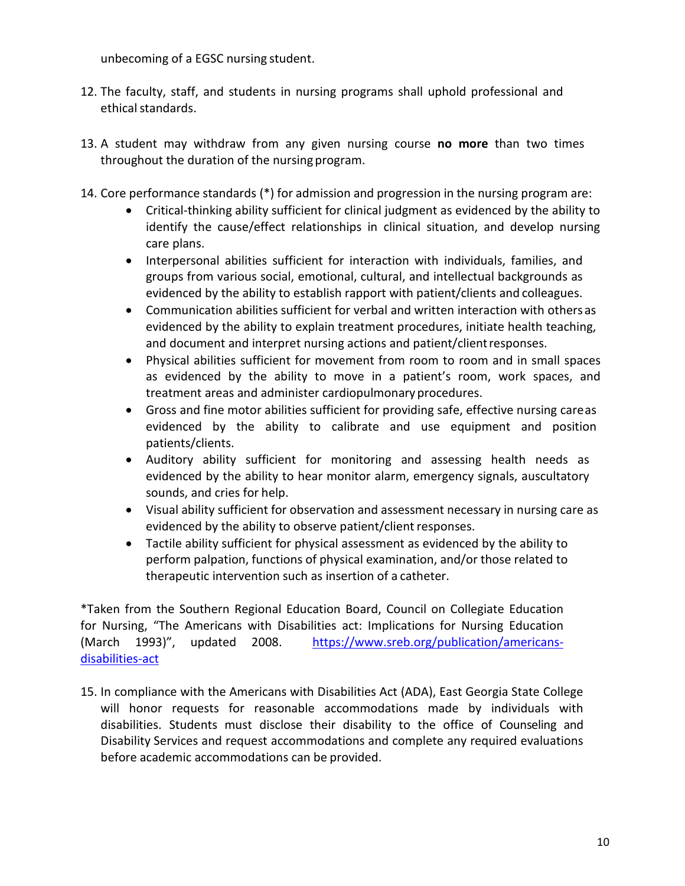unbecoming of a EGSC nursing student.

12. The faculty, staff, and students in nursing programs shall uphold professional and ethical standards.

13. A student may withdraw from any given nursing course **no more** than two times throughout the duration of the nursing program.

14. Core performance standards (*) for admission and progression in the nursing program are:
    - Critical-thinking ability sufficient for clinical judgment as evidenced by the ability to identify the cause/effect relationships in clinical situation, and develop nursing care plans.
    - Interpersonal abilities sufficient for interaction with individuals, families, and groups from various social, emotional, cultural, and intellectual backgrounds as evidenced by the ability to establish rapport with patient/clients and colleagues.
    - Communication abilities sufficient for verbal and written interaction with others as evidenced by the ability to explain treatment procedures, initiate health teaching, and document and interpret nursing actions and patient/client responses.
    - Physical abilities sufficient for movement from room to room and in small spaces as evidenced by the ability to move in a patient's room, work spaces, and treatment areas and administer cardiopulmonary procedures.
    - Gross and fine motor abilities sufficient for providing safe, effective nursing care as evidenced by the ability to calibrate and use equipment and position patients/clients.
    - Auditory ability sufficient for monitoring and assessing health needs as evidenced by the ability to hear monitor alarm, emergency signals, auscultatory sounds, and cries for help.
    - Visual ability sufficient for observation and assessment necessary in nursing care as evidenced by the ability to observe patient/client responses.
    - Tactile ability sufficient for physical assessment as evidenced by the ability to perform palpation, functions of physical examination, and/or those related to therapeutic intervention such as insertion of a catheter.

*Taken from the Southern Regional Education Board, Council on Collegiate Education for Nursing, "The Americans with Disabilities act: Implications for Nursing Education (March 1993)", updated 2008. https://www.sreb.org/publication/americans-disabilities-act

15. In compliance with the Americans with Disabilities Act (ADA), East Georgia State College will honor requests for reasonable accommodations made by individuals with disabilities. Students must disclose their disability to the office of Counseling and Disability Services and request accommodations and complete any required evaluations before academic accommodations can be provided.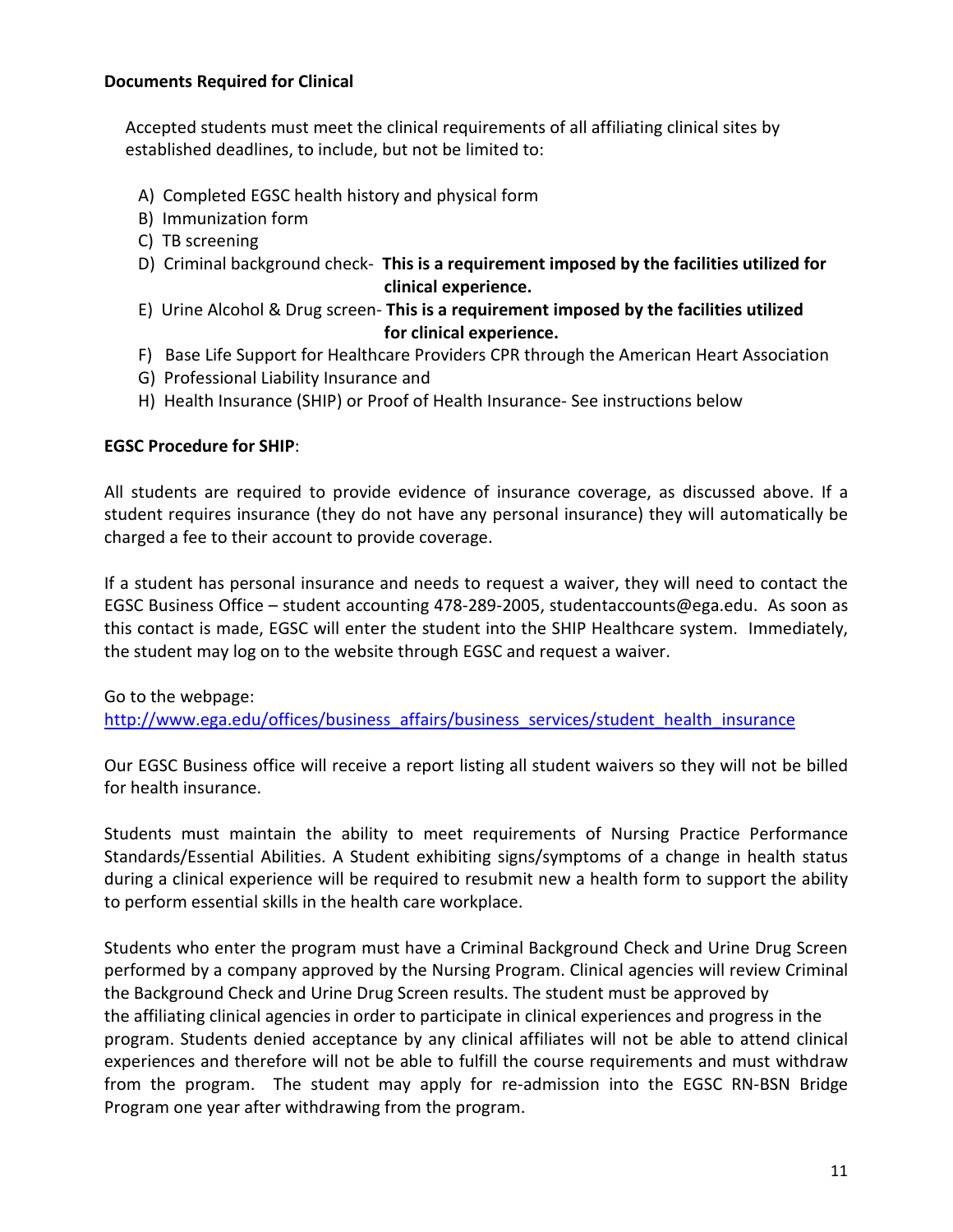**Documents Required for Clinical**

Accepted students must meet the clinical requirements of all affiliating clinical sites by established deadlines, to include, but not be limited to:

A) Completed EGSC health history and physical form
B) Immunization form
C) TB screening
D) Criminal background check- **This is a requirement imposed by the facilities utilized for clinical experience.**
E) Urine Alcohol & Drug screen- **This is a requirement imposed by the facilities utilized for clinical experience.**
F) Base Life Support for Healthcare Providers CPR through the American Heart Association
G) Professional Liability Insurance and
H) Health Insurance (SHIP) or Proof of Health Insurance- See instructions below

**EGSC Procedure for SHIP**:

All students are required to provide evidence of insurance coverage, as discussed above. If a student requires insurance (they do not have any personal insurance) they will automatically be charged a fee to their account to provide coverage.

If a student has personal insurance and needs to request a waiver, they will need to contact the EGSC Business Office – student accounting 478-289-2005, studentaccounts@ega.edu. As soon as this contact is made, EGSC will enter the student into the SHIP Healthcare system. Immediately, the student may log on to the website through EGSC and request a waiver.

Go to the webpage:
[http://www.ega.edu/offices/business_affairs/business_services/student_health_insurance](http://www.ega.edu/offices/business_affairs/business_services/student_health_insurance)

Our EGSC Business office will receive a report listing all student waivers so they will not be billed for health insurance.

Students must maintain the ability to meet requirements of Nursing Practice Performance Standards/Essential Abilities. A Student exhibiting signs/symptoms of a change in health status during a clinical experience will be required to resubmit new a health form to support the ability to perform essential skills in the health care workplace.

Students who enter the program must have a Criminal Background Check and Urine Drug Screen performed by a company approved by the Nursing Program. Clinical agencies will review Criminal the Background Check and Urine Drug Screen results. The student must be approved by the affiliating clinical agencies in order to participate in clinical experiences and progress in the program. Students denied acceptance by any clinical affiliates will not be able to attend clinical experiences and therefore will not be able to fulfill the course requirements and must withdraw from the program. The student may apply for re-admission into the EGSC RN-BSN Bridge Program one year after withdrawing from the program.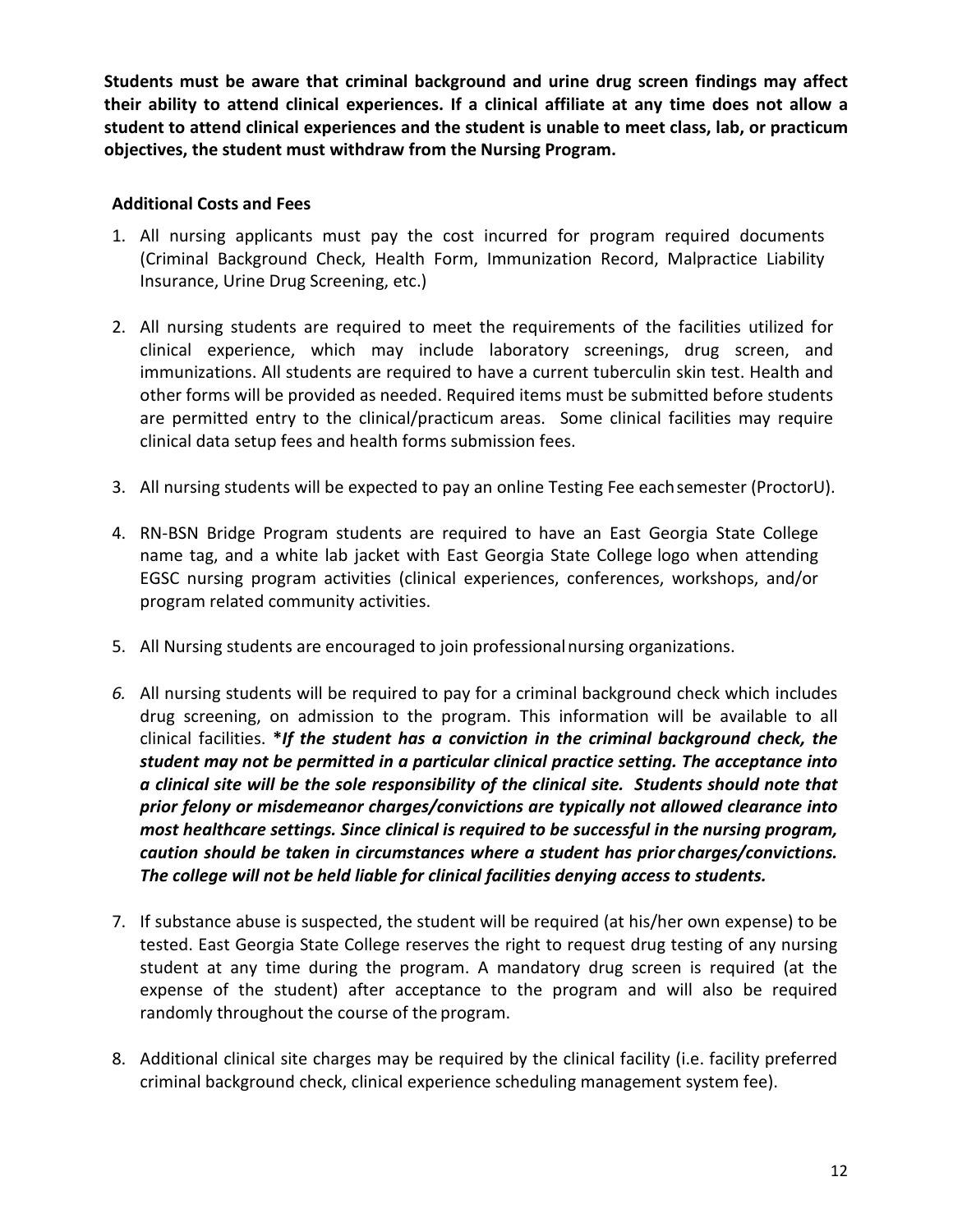**Students must be aware that criminal background and urine drug screen findings may affect their ability to attend clinical experiences. If a clinical affiliate at any time does not allow a student to attend clinical experiences and the student is unable to meet class, lab, or practicum objectives, the student must withdraw from the Nursing Program.**

**Additional Costs and Fees**

1. All nursing applicants must pay the cost incurred for program required documents (Criminal Background Check, Health Form, Immunization Record, Malpractice Liability Insurance, Urine Drug Screening, etc.)

2. All nursing students are required to meet the requirements of the facilities utilized for clinical experience, which may include laboratory screenings, drug screen, and immunizations. All students are required to have a current tuberculin skin test. Health and other forms will be provided as needed. Required items must be submitted before students are permitted entry to the clinical/practicum areas. Some clinical facilities may require clinical data setup fees and health forms submission fees.

3. All nursing students will be expected to pay an online Testing Fee each semester (ProctorU).

4. RN-BSN Bridge Program students are required to have an East Georgia State College name tag, and a white lab jacket with East Georgia State College logo when attending EGSC nursing program activities (clinical experiences, conferences, workshops, and/or program related community activities.

5. All Nursing students are encouraged to join professional nursing organizations.

6. All nursing students will be required to pay for a criminal background check which includes drug screening, on admission to the program. This information will be available to all clinical facilities. ***If the student has a conviction in the criminal background check, the student may not be permitted in a particular clinical practice setting. The acceptance into a clinical site will be the sole responsibility of the clinical site. Students should note that prior felony or misdemeanor charges/convictions are typically not allowed clearance into most healthcare settings. Since clinical is required to be successful in the nursing program, caution should be taken in circumstances where a student has prior charges/convictions. The college will not be held liable for clinical facilities denying access to students.***

7. If substance abuse is suspected, the student will be required (at his/her own expense) to be tested. East Georgia State College reserves the right to request drug testing of any nursing student at any time during the program. A mandatory drug screen is required (at the expense of the student) after acceptance to the program and will also be required randomly throughout the course of the program.

8. Additional clinical site charges may be required by the clinical facility (i.e. facility preferred criminal background check, clinical experience scheduling management system fee).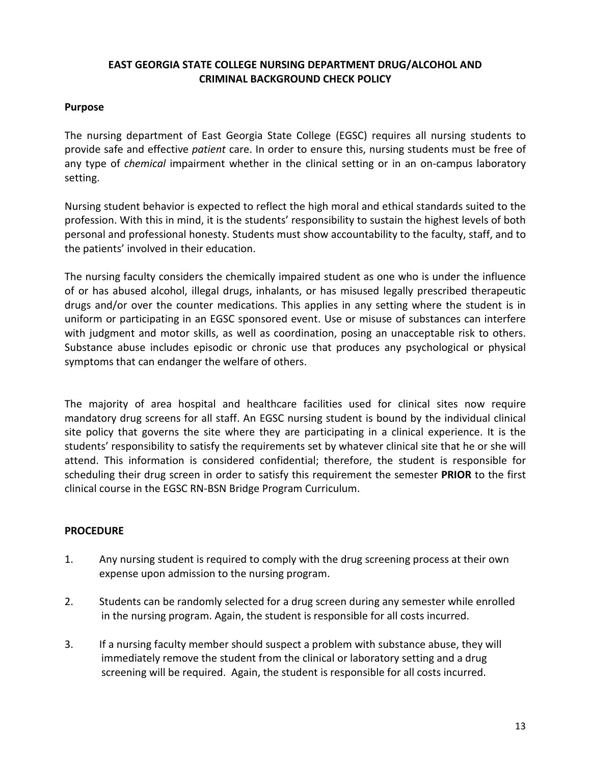## EAST GEORGIA STATE COLLEGE NURSING DEPARTMENT DRUG/ALCOHOL AND CRIMINAL BACKGROUND CHECK POLICY

**Purpose**

The nursing department of East Georgia State College (EGSC) requires all nursing students to provide safe and effective *patient* care. In order to ensure this, nursing students must be free of any type of *chemical* impairment whether in the clinical setting or in an on-campus laboratory setting.

Nursing student behavior is expected to reflect the high moral and ethical standards suited to the profession. With this in mind, it is the students' responsibility to sustain the highest levels of both personal and professional honesty. Students must show accountability to the faculty, staff, and to the patients' involved in their education.

The nursing faculty considers the chemically impaired student as one who is under the influence of or has abused alcohol, illegal drugs, inhalants, or has misused legally prescribed therapeutic drugs and/or over the counter medications. This applies in any setting where the student is in uniform or participating in an EGSC sponsored event. Use or misuse of substances can interfere with judgment and motor skills, as well as coordination, posing an unacceptable risk to others. Substance abuse includes episodic or chronic use that produces any psychological or physical symptoms that can endanger the welfare of others.

The majority of area hospital and healthcare facilities used for clinical sites now require mandatory drug screens for all staff. An EGSC nursing student is bound by the individual clinical site policy that governs the site where they are participating in a clinical experience. It is the students' responsibility to satisfy the requirements set by whatever clinical site that he or she will attend. This information is considered confidential; therefore, the student is responsible for scheduling their drug screen in order to satisfy this requirement the semester **PRIOR** to the first clinical course in the EGSC RN-BSN Bridge Program Curriculum.

**PROCEDURE**

1. Any nursing student is required to comply with the drug screening process at their own expense upon admission to the nursing program.

2. Students can be randomly selected for a drug screen during any semester while enrolled in the nursing program. Again, the student is responsible for all costs incurred.

3. If a nursing faculty member should suspect a problem with substance abuse, they will immediately remove the student from the clinical or laboratory setting and a drug screening will be required. Again, the student is responsible for all costs incurred.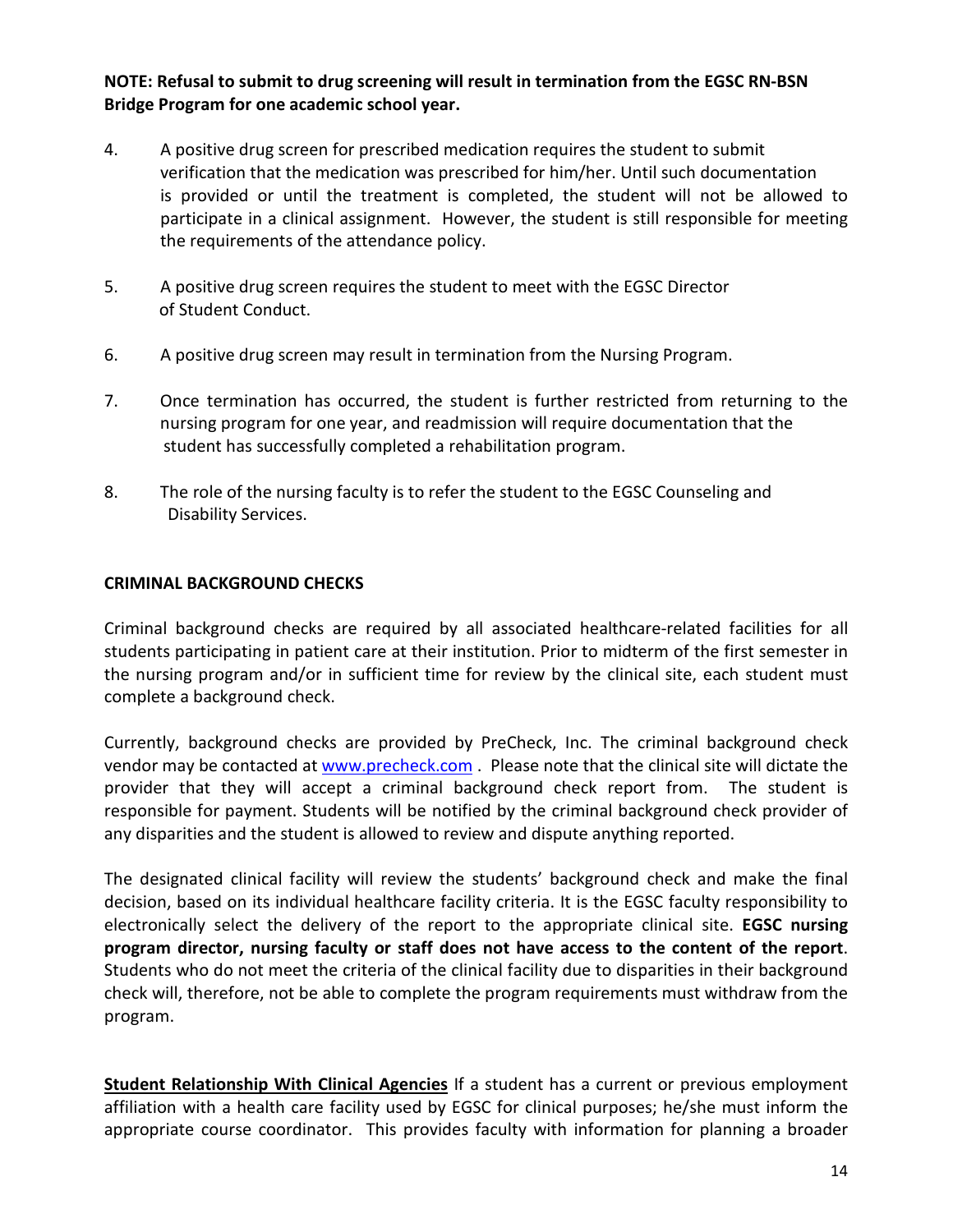**NOTE: Refusal to submit to drug screening will result in termination from the EGSC RN-BSN Bridge Program for one academic school year.**

4. A positive drug screen for prescribed medication requires the student to submit verification that the medication was prescribed for him/her. Until such documentation is provided or until the treatment is completed, the student will not be allowed to participate in a clinical assignment. However, the student is still responsible for meeting the requirements of the attendance policy.

5. A positive drug screen requires the student to meet with the EGSC Director of Student Conduct.

6. A positive drug screen may result in termination from the Nursing Program.

7. Once termination has occurred, the student is further restricted from returning to the nursing program for one year, and readmission will require documentation that the student has successfully completed a rehabilitation program.

8. The role of the nursing faculty is to refer the student to the EGSC Counseling and Disability Services.

## CRIMINAL BACKGROUND CHECKS

Criminal background checks are required by all associated healthcare-related facilities for all students participating in patient care at their institution. Prior to midterm of the first semester in the nursing program and/or in sufficient time for review by the clinical site, each student must complete a background check.

Currently, background checks are provided by PreCheck, Inc. The criminal background check vendor may be contacted at www.precheck.com . Please note that the clinical site will dictate the provider that they will accept a criminal background check report from. The student is responsible for payment. Students will be notified by the criminal background check provider of any disparities and the student is allowed to review and dispute anything reported.

The designated clinical facility will review the students' background check and make the final decision, based on its individual healthcare facility criteria. It is the EGSC faculty responsibility to electronically select the delivery of the report to the appropriate clinical site. **EGSC nursing program director, nursing faculty or staff does not have access to the content of the report**. Students who do not meet the criteria of the clinical facility due to disparities in their background check will, therefore, not be able to complete the program requirements must withdraw from the program.

**Student Relationship With Clinical Agencies** If a student has a current or previous employment affiliation with a health care facility used by EGSC for clinical purposes; he/she must inform the appropriate course coordinator. This provides faculty with information for planning a broader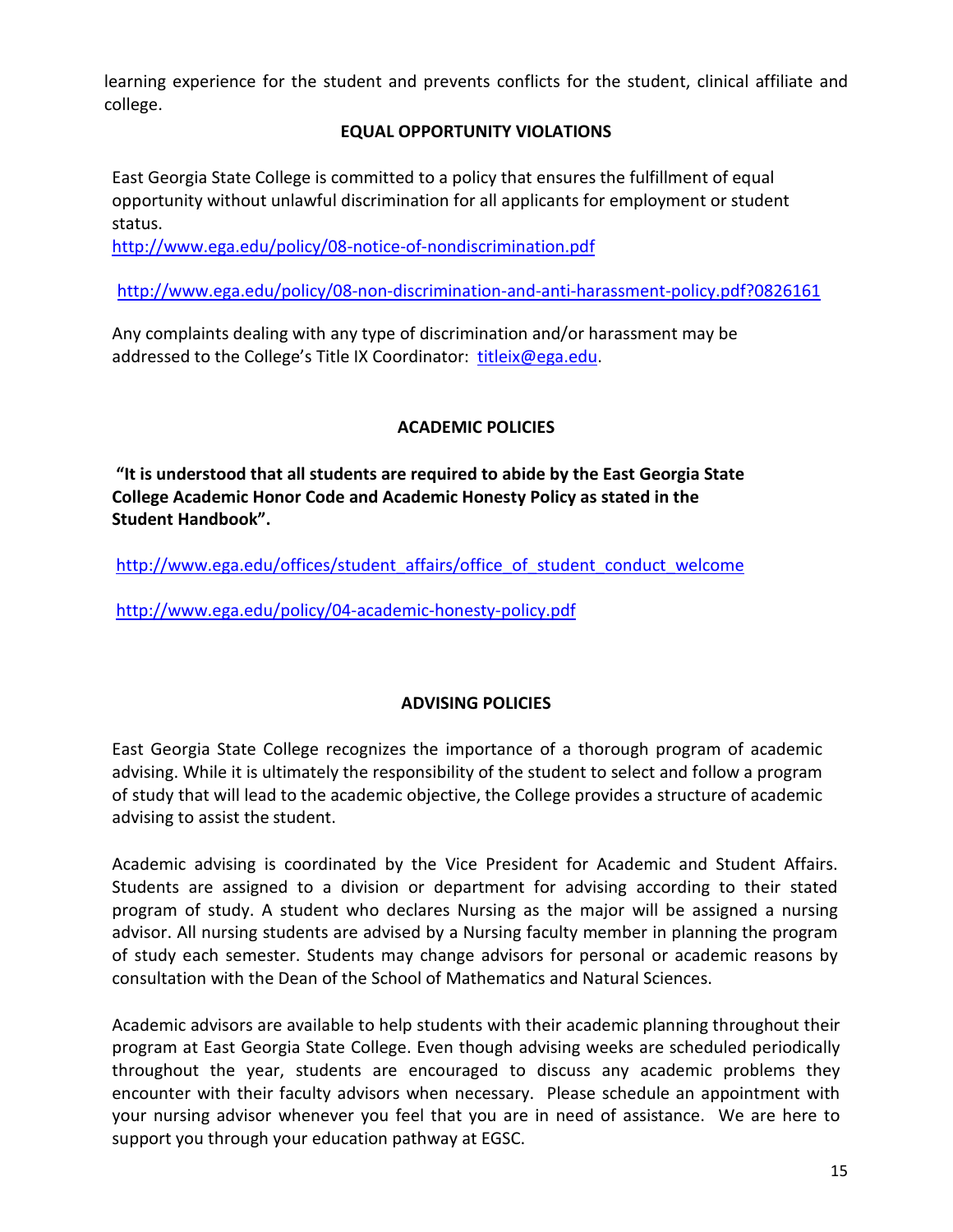learning experience for the student and prevents conflicts for the student, clinical affiliate and college.

## EQUAL OPPORTUNITY VIOLATIONS

East Georgia State College is committed to a policy that ensures the fulfillment of equal opportunity without unlawful discrimination for all applicants for employment or student status.

http://www.ega.edu/policy/08-notice-of-nondiscrimination.pdf

http://www.ega.edu/policy/08-non-discrimination-and-anti-harassment-policy.pdf?0826161

Any complaints dealing with any type of discrimination and/or harassment may be addressed to the College's Title IX Coordinator: titleix@ega.edu.

## ACADEMIC POLICIES

**"It is understood that all students are required to abide by the East Georgia State College Academic Honor Code and Academic Honesty Policy as stated in the Student Handbook".**

http://www.ega.edu/offices/student_affairs/office_of_student_conduct_welcome

http://www.ega.edu/policy/04-academic-honesty-policy.pdf

## ADVISING POLICIES

East Georgia State College recognizes the importance of a thorough program of academic advising. While it is ultimately the responsibility of the student to select and follow a program of study that will lead to the academic objective, the College provides a structure of academic advising to assist the student.

Academic advising is coordinated by the Vice President for Academic and Student Affairs. Students are assigned to a division or department for advising according to their stated program of study. A student who declares Nursing as the major will be assigned a nursing advisor. All nursing students are advised by a Nursing faculty member in planning the program of study each semester. Students may change advisors for personal or academic reasons by consultation with the Dean of the School of Mathematics and Natural Sciences.

Academic advisors are available to help students with their academic planning throughout their program at East Georgia State College. Even though advising weeks are scheduled periodically throughout the year, students are encouraged to discuss any academic problems they encounter with their faculty advisors when necessary. Please schedule an appointment with your nursing advisor whenever you feel that you are in need of assistance. We are here to support you through your education pathway at EGSC.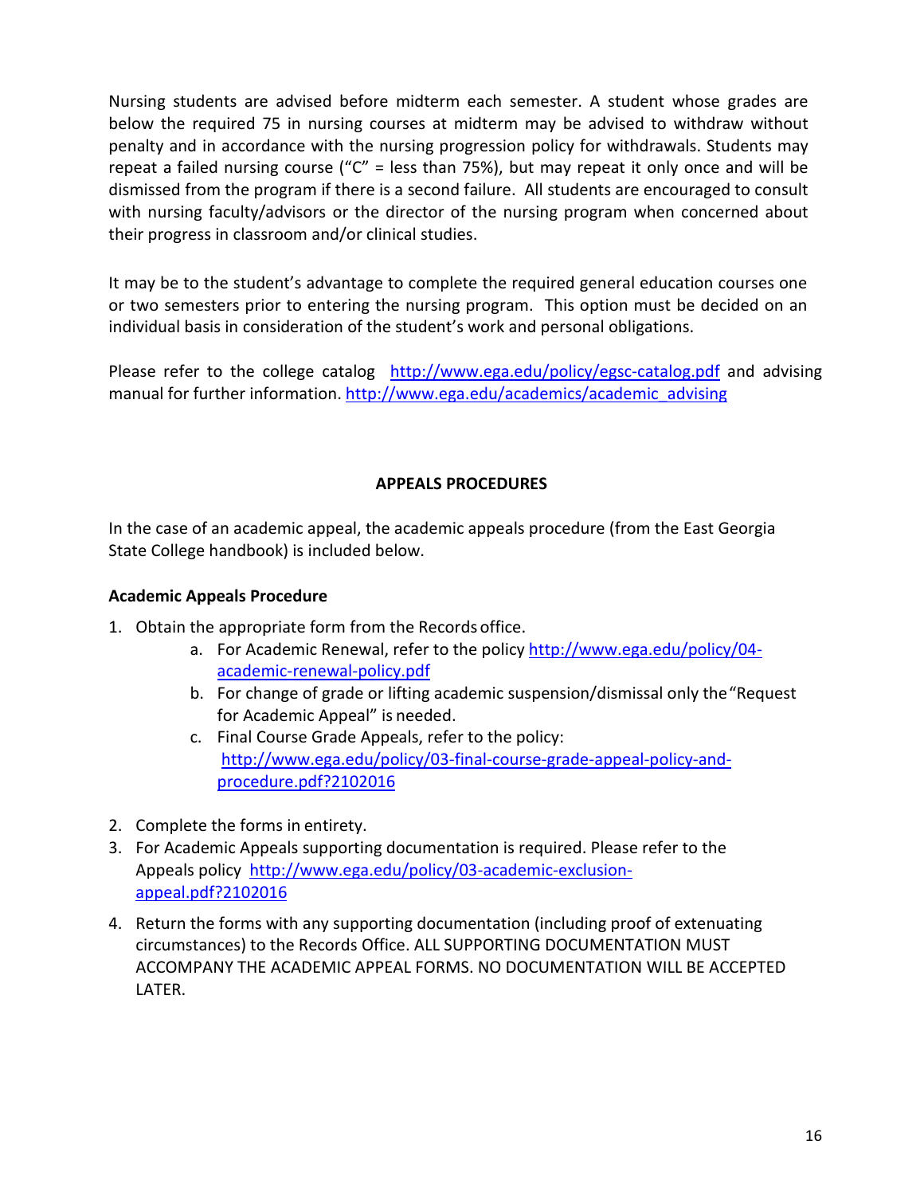Nursing students are advised before midterm each semester. A student whose grades are below the required 75 in nursing courses at midterm may be advised to withdraw without penalty and in accordance with the nursing progression policy for withdrawals. Students may repeat a failed nursing course ("C" = less than 75%), but may repeat it only once and will be dismissed from the program if there is a second failure. All students are encouraged to consult with nursing faculty/advisors or the director of the nursing program when concerned about their progress in classroom and/or clinical studies.

It may be to the student's advantage to complete the required general education courses one or two semesters prior to entering the nursing program. This option must be decided on an individual basis in consideration of the student's work and personal obligations.

Please refer to the college catalog [http://www.ega.edu/policy/egsc-catalog.pdf](http://www.ega.edu/policy/egsc-catalog.pdf) and advising manual for further information. [http://www.ega.edu/academics/academic_advising](http://www.ega.edu/academics/academic_advising)

## APPEALS PROCEDURES

In the case of an academic appeal, the academic appeals procedure (from the East Georgia State College handbook) is included below.

**Academic Appeals Procedure**

1. Obtain the appropriate form from the Records office.
   a. For Academic Renewal, refer to the policy [http://www.ega.edu/policy/04-academic-renewal-policy.pdf](http://www.ega.edu/policy/04-academic-renewal-policy.pdf)
   b. For change of grade or lifting academic suspension/dismissal only the "Request for Academic Appeal" is needed.
   c. Final Course Grade Appeals, refer to the policy: [http://www.ega.edu/policy/03-final-course-grade-appeal-policy-and-procedure.pdf?2102016](http://www.ega.edu/policy/03-final-course-grade-appeal-policy-and-procedure.pdf?2102016)
2. Complete the forms in entirety.
3. For Academic Appeals supporting documentation is required. Please refer to the Appeals policy [http://www.ega.edu/policy/03-academic-exclusion-appeal.pdf?2102016](http://www.ega.edu/policy/03-academic-exclusion-appeal.pdf?2102016)
4. Return the forms with any supporting documentation (including proof of extenuating circumstances) to the Records Office. ALL SUPPORTING DOCUMENTATION MUST ACCOMPANY THE ACADEMIC APPEAL FORMS. NO DOCUMENTATION WILL BE ACCEPTED LATER.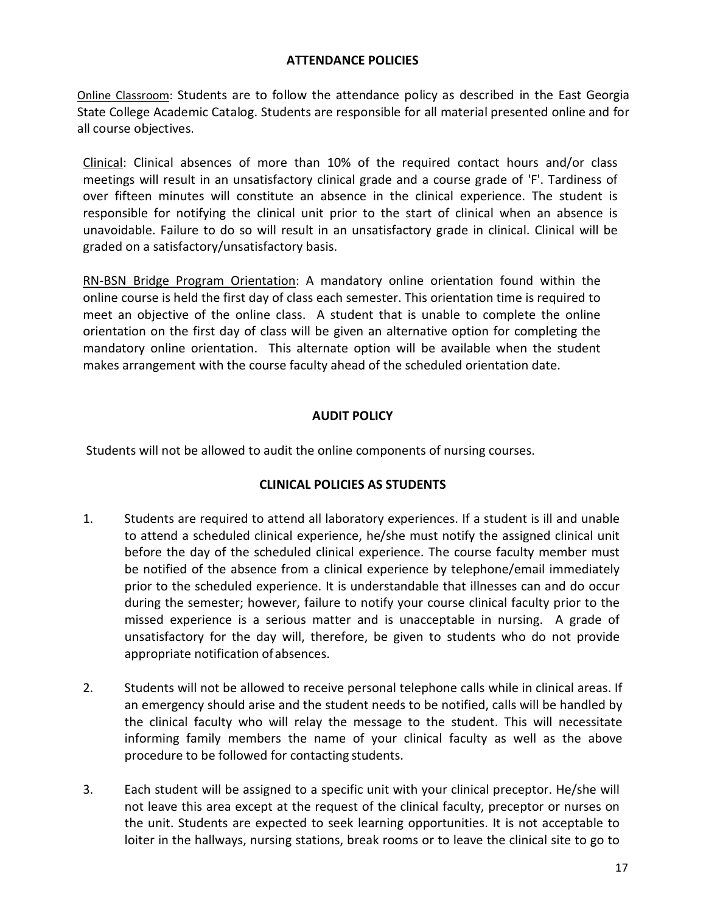## ATTENDANCE POLICIES

Online Classroom: Students are to follow the attendance policy as described in the East Georgia State College Academic Catalog. Students are responsible for all material presented online and for all course objectives.

Clinical: Clinical absences of more than 10% of the required contact hours and/or class meetings will result in an unsatisfactory clinical grade and a course grade of 'F'. Tardiness of over fifteen minutes will constitute an absence in the clinical experience. The student is responsible for notifying the clinical unit prior to the start of clinical when an absence is unavoidable. Failure to do so will result in an unsatisfactory grade in clinical. Clinical will be graded on a satisfactory/unsatisfactory basis.

RN-BSN Bridge Program Orientation: A mandatory online orientation found within the online course is held the first day of class each semester. This orientation time is required to meet an objective of the online class. A student that is unable to complete the online orientation on the first day of class will be given an alternative option for completing the mandatory online orientation. This alternate option will be available when the student makes arrangement with the course faculty ahead of the scheduled orientation date.

## AUDIT POLICY

Students will not be allowed to audit the online components of nursing courses.

## CLINICAL POLICIES AS STUDENTS

1. Students are required to attend all laboratory experiences. If a student is ill and unable to attend a scheduled clinical experience, he/she must notify the assigned clinical unit before the day of the scheduled clinical experience. The course faculty member must be notified of the absence from a clinical experience by telephone/email immediately prior to the scheduled experience. It is understandable that illnesses can and do occur during the semester; however, failure to notify your course clinical faculty prior to the missed experience is a serious matter and is unacceptable in nursing. A grade of unsatisfactory for the day will, therefore, be given to students who do not provide appropriate notification of absences.

2. Students will not be allowed to receive personal telephone calls while in clinical areas. If an emergency should arise and the student needs to be notified, calls will be handled by the clinical faculty who will relay the message to the student. This will necessitate informing family members the name of your clinical faculty as well as the above procedure to be followed for contacting students.

3. Each student will be assigned to a specific unit with your clinical preceptor. He/she will not leave this area except at the request of the clinical faculty, preceptor or nurses on the unit. Students are expected to seek learning opportunities. It is not acceptable to loiter in the hallways, nursing stations, break rooms or to leave the clinical site to go to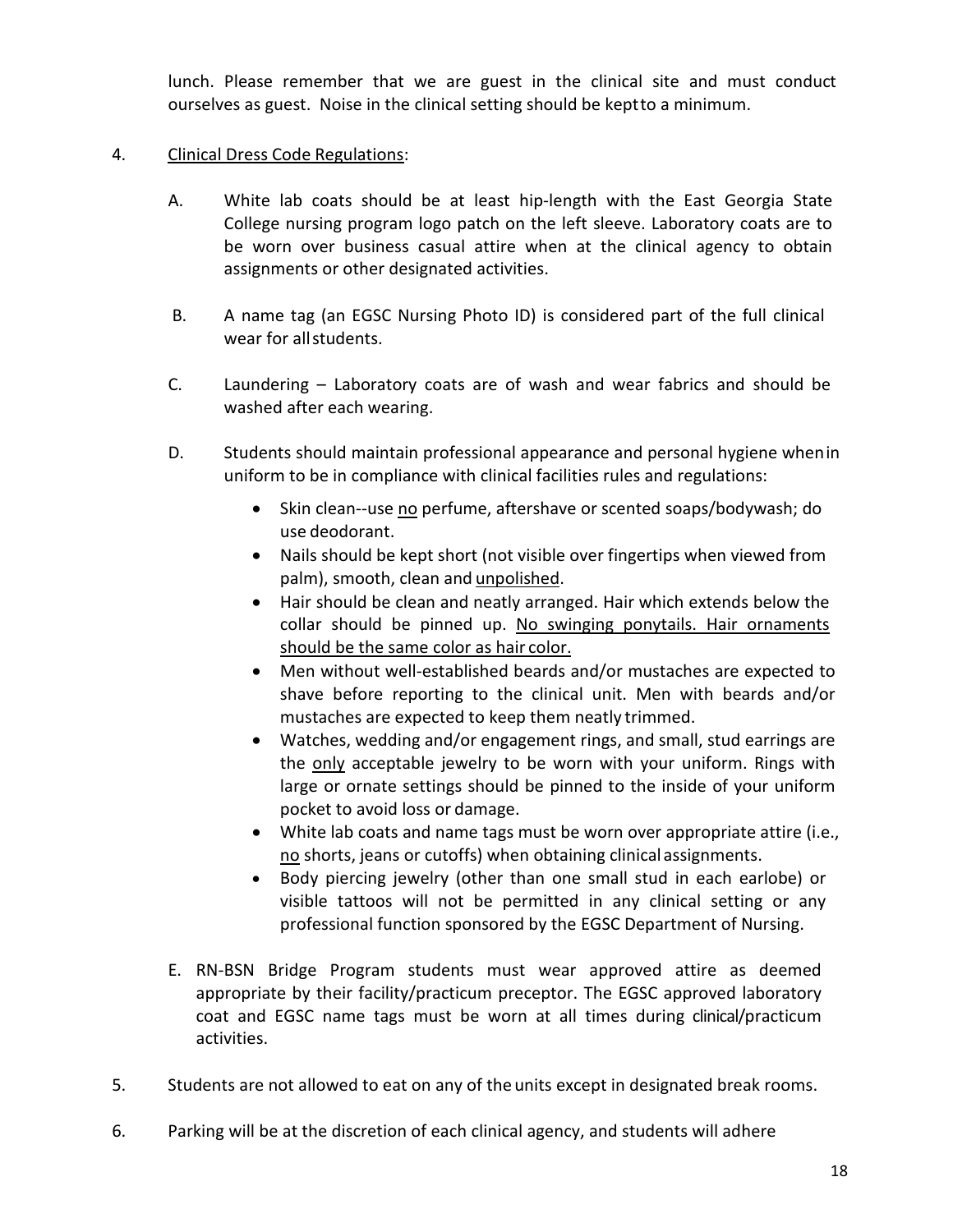lunch. Please remember that we are guest in the clinical site and must conduct ourselves as guest. Noise in the clinical setting should be kept to a minimum.

4. <u>Clinical Dress Code Regulations</u>:

   A. White lab coats should be at least hip-length with the East Georgia State College nursing program logo patch on the left sleeve. Laboratory coats are to be worn over business casual attire when at the clinical agency to obtain assignments or other designated activities.

   B. A name tag (an EGSC Nursing Photo ID) is considered part of the full clinical wear for all students.

   C. Laundering – Laboratory coats are of wash and wear fabrics and should be washed after each wearing.

   D. Students should maintain professional appearance and personal hygiene when in uniform to be in compliance with clinical facilities rules and regulations:

      - Skin clean--use <u>no</u> perfume, aftershave or scented soaps/bodywash; do use deodorant.
      - Nails should be kept short (not visible over fingertips when viewed from palm), smooth, clean and <u>unpolished</u>.
      - Hair should be clean and neatly arranged. Hair which extends below the collar should be pinned up. <u>No swinging ponytails. Hair ornaments should be the same color as hair color.</u>
      - Men without well-established beards and/or mustaches are expected to shave before reporting to the clinical unit. Men with beards and/or mustaches are expected to keep them neatly trimmed.
      - Watches, wedding and/or engagement rings, and small, stud earrings are the <u>only</u> acceptable jewelry to be worn with your uniform. Rings with large or ornate settings should be pinned to the inside of your uniform pocket to avoid loss or damage.
      - White lab coats and name tags must be worn over appropriate attire (i.e., <u>no</u> shorts, jeans or cutoffs) when obtaining clinical assignments.
      - Body piercing jewelry (other than one small stud in each earlobe) or visible tattoos will not be permitted in any clinical setting or any professional function sponsored by the EGSC Department of Nursing.

   E. RN-BSN Bridge Program students must wear approved attire as deemed appropriate by their facility/practicum preceptor. The EGSC approved laboratory coat and EGSC name tags must be worn at all times during clinical/practicum activities.

5. Students are not allowed to eat on any of the units except in designated break rooms.

6. Parking will be at the discretion of each clinical agency, and students will adhere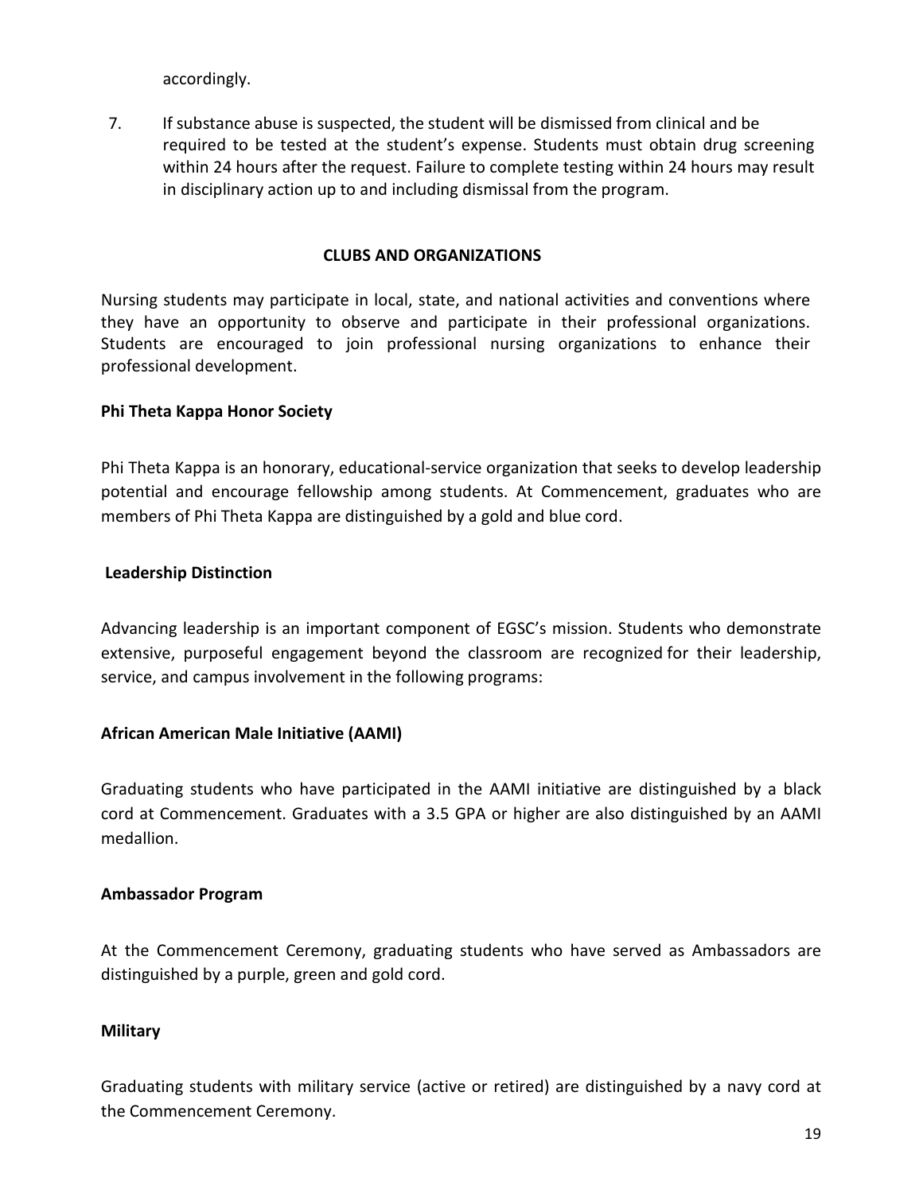accordingly.

7. If substance abuse is suspected, the student will be dismissed from clinical and be required to be tested at the student's expense. Students must obtain drug screening within 24 hours after the request. Failure to complete testing within 24 hours may result in disciplinary action up to and including dismissal from the program.

## CLUBS AND ORGANIZATIONS

Nursing students may participate in local, state, and national activities and conventions where they have an opportunity to observe and participate in their professional organizations. Students are encouraged to join professional nursing organizations to enhance their professional development.

### Phi Theta Kappa Honor Society

Phi Theta Kappa is an honorary, educational-service organization that seeks to develop leadership potential and encourage fellowship among students. At Commencement, graduates who are members of Phi Theta Kappa are distinguished by a gold and blue cord.

### Leadership Distinction

Advancing leadership is an important component of EGSC's mission. Students who demonstrate extensive, purposeful engagement beyond the classroom are recognized for their leadership, service, and campus involvement in the following programs:

### African American Male Initiative (AAMI)

Graduating students who have participated in the AAMI initiative are distinguished by a black cord at Commencement. Graduates with a 3.5 GPA or higher are also distinguished by an AAMI medallion.

### Ambassador Program

At the Commencement Ceremony, graduating students who have served as Ambassadors are distinguished by a purple, green and gold cord.

### Military

Graduating students with military service (active or retired) are distinguished by a navy cord at the Commencement Ceremony.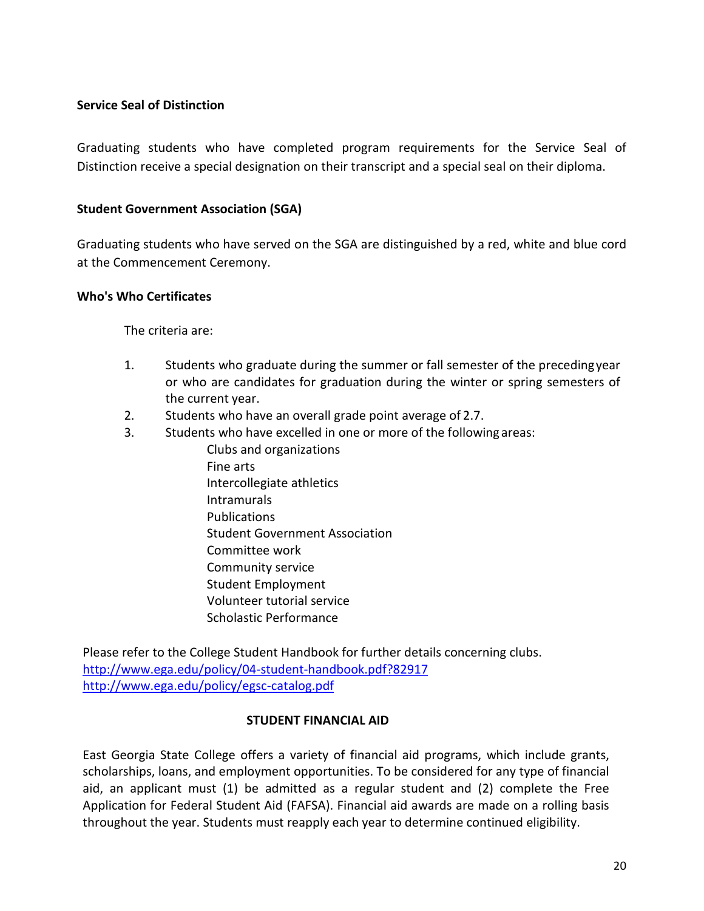**Service Seal of Distinction**

Graduating students who have completed program requirements for the Service Seal of Distinction receive a special designation on their transcript and a special seal on their diploma.

**Student Government Association (SGA)**

Graduating students who have served on the SGA are distinguished by a red, white and blue cord at the Commencement Ceremony.

**Who's Who Certificates**

The criteria are:

1. Students who graduate during the summer or fall semester of the preceding year or who are candidates for graduation during the winter or spring semesters of the current year.
2. Students who have an overall grade point average of 2.7.
3. Students who have excelled in one or more of the following areas:
   - Clubs and organizations
   - Fine arts
   - Intercollegiate athletics
   - Intramurals
   - Publications
   - Student Government Association
   - Committee work
   - Community service
   - Student Employment
   - Volunteer tutorial service
   - Scholastic Performance

Please refer to the College Student Handbook for further details concerning clubs.
[http://www.ega.edu/policy/04-student-handbook.pdf?82917](http://www.ega.edu/policy/04-student-handbook.pdf?82917)
[http://www.ega.edu/policy/egsc-catalog.pdf](http://www.ega.edu/policy/egsc-catalog.pdf)

## STUDENT FINANCIAL AID

East Georgia State College offers a variety of financial aid programs, which include grants, scholarships, loans, and employment opportunities. To be considered for any type of financial aid, an applicant must (1) be admitted as a regular student and (2) complete the Free Application for Federal Student Aid (FAFSA). Financial aid awards are made on a rolling basis throughout the year. Students must reapply each year to determine continued eligibility.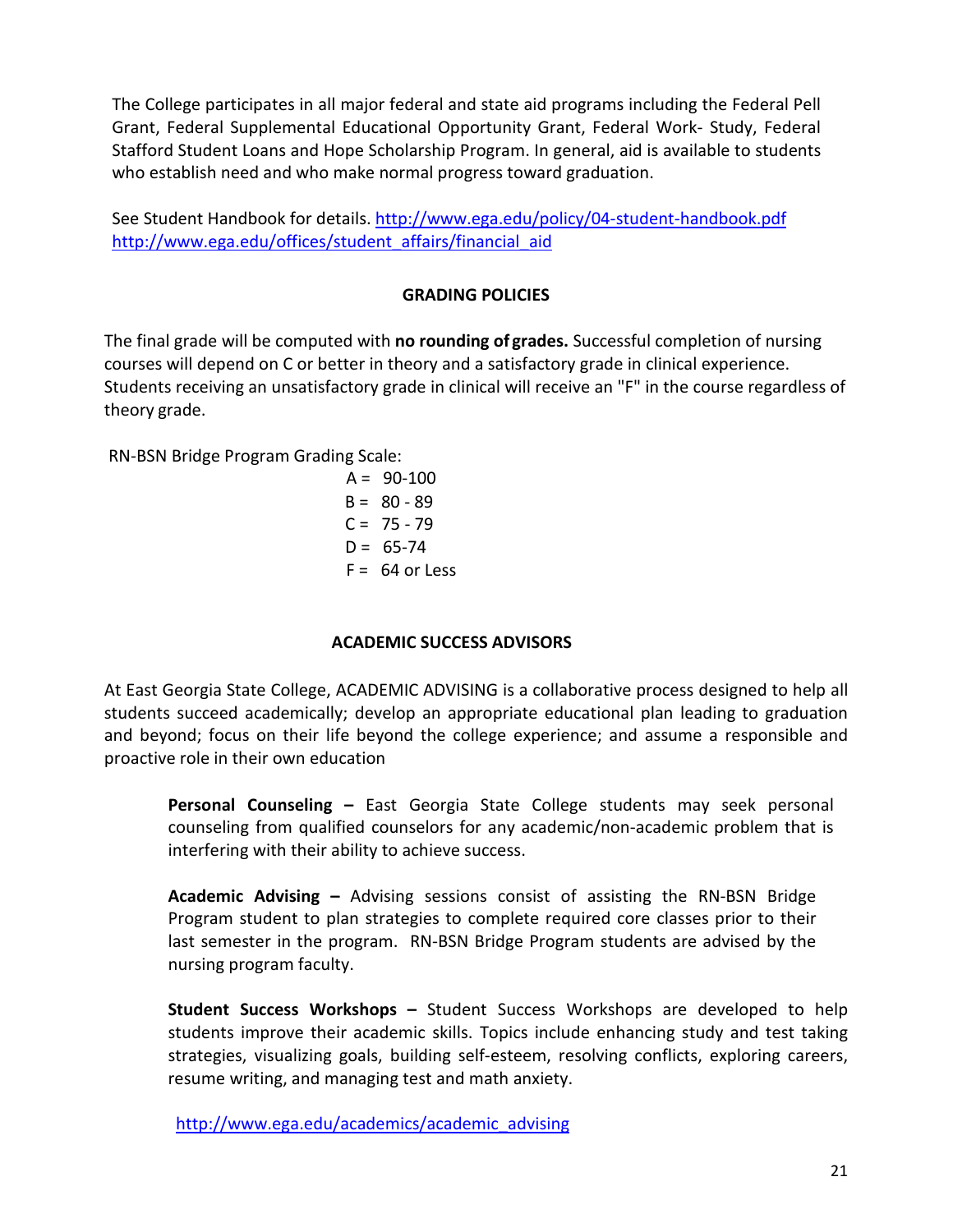The College participates in all major federal and state aid programs including the Federal Pell Grant, Federal Supplemental Educational Opportunity Grant, Federal Work- Study, Federal Stafford Student Loans and Hope Scholarship Program. In general, aid is available to students who establish need and who make normal progress toward graduation.

See Student Handbook for details. http://www.ega.edu/policy/04-student-handbook.pdf http://www.ega.edu/offices/student_affairs/financial_aid

## GRADING POLICIES

The final grade will be computed with **no rounding of grades.** Successful completion of nursing courses will depend on C or better in theory and a satisfactory grade in clinical experience. Students receiving an unsatisfactory grade in clinical will receive an "F" in the course regardless of theory grade.

RN-BSN Bridge Program Grading Scale:

A = 90-100
B = 80 - 89
C = 75 - 79
D = 65-74
F = 64 or Less

## ACADEMIC SUCCESS ADVISORS

At East Georgia State College, ACADEMIC ADVISING is a collaborative process designed to help all students succeed academically; develop an appropriate educational plan leading to graduation and beyond; focus on their life beyond the college experience; and assume a responsible and proactive role in their own education

**Personal Counseling –** East Georgia State College students may seek personal counseling from qualified counselors for any academic/non-academic problem that is interfering with their ability to achieve success.

**Academic Advising –** Advising sessions consist of assisting the RN-BSN Bridge Program student to plan strategies to complete required core classes prior to their last semester in the program. RN-BSN Bridge Program students are advised by the nursing program faculty.

**Student Success Workshops –** Student Success Workshops are developed to help students improve their academic skills. Topics include enhancing study and test taking strategies, visualizing goals, building self-esteem, resolving conflicts, exploring careers, resume writing, and managing test and math anxiety.

http://www.ega.edu/academics/academic_advising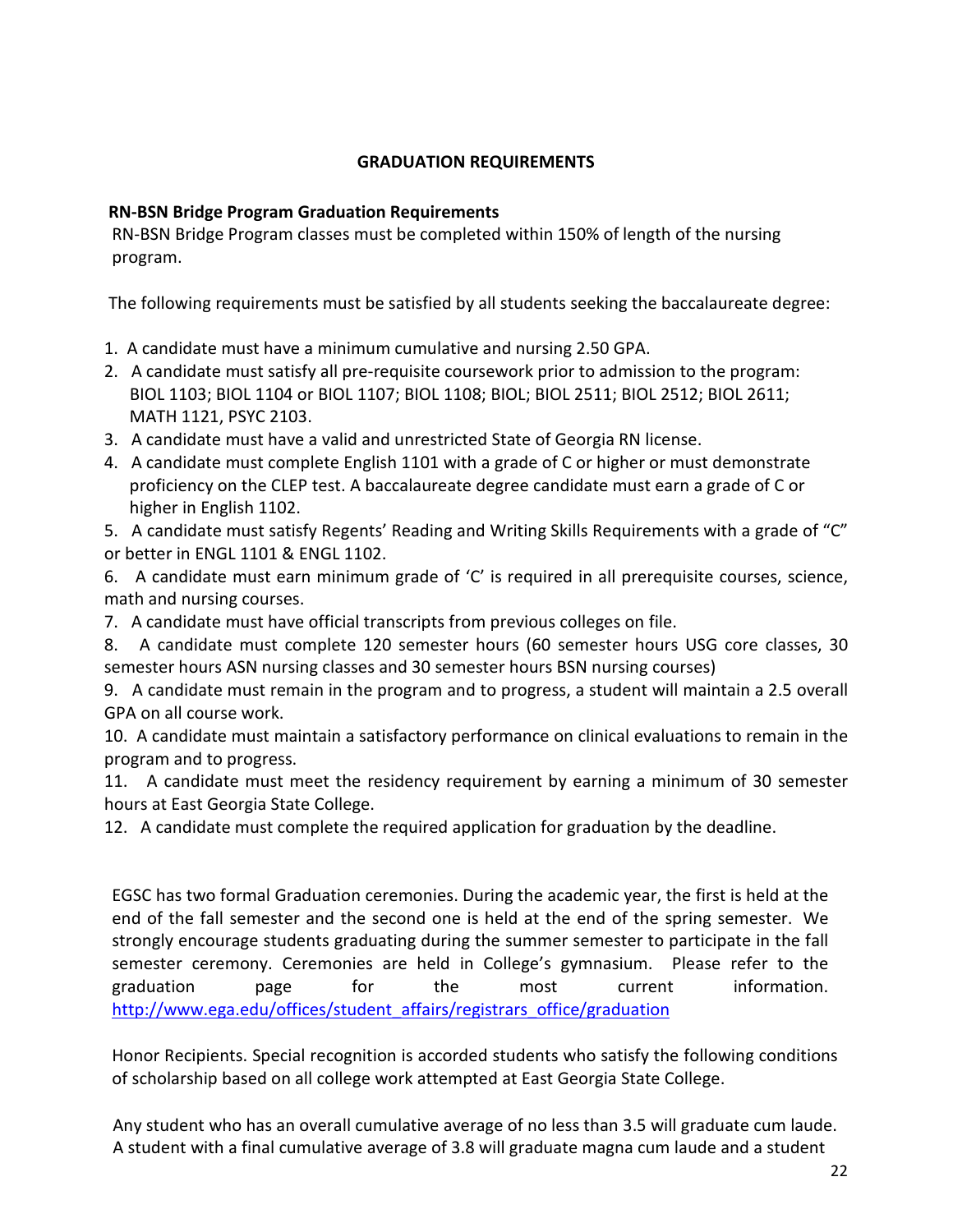# GRADUATION REQUIREMENTS

**RN-BSN Bridge Program Graduation Requirements**

RN-BSN Bridge Program classes must be completed within 150% of length of the nursing program.

The following requirements must be satisfied by all students seeking the baccalaureate degree:

1. A candidate must have a minimum cumulative and nursing 2.50 GPA.
2. A candidate must satisfy all pre-requisite coursework prior to admission to the program: BIOL 1103; BIOL 1104 or BIOL 1107; BIOL 1108; BIOL; BIOL 2511; BIOL 2512; BIOL 2611; MATH 1121, PSYC 2103.
3. A candidate must have a valid and unrestricted State of Georgia RN license.
4. A candidate must complete English 1101 with a grade of C or higher or must demonstrate proficiency on the CLEP test. A baccalaureate degree candidate must earn a grade of C or higher in English 1102.
5. A candidate must satisfy Regents' Reading and Writing Skills Requirements with a grade of "C" or better in ENGL 1101 & ENGL 1102.
6. A candidate must earn minimum grade of 'C' is required in all prerequisite courses, science, math and nursing courses.
7. A candidate must have official transcripts from previous colleges on file.
8. A candidate must complete 120 semester hours (60 semester hours USG core classes, 30 semester hours ASN nursing classes and 30 semester hours BSN nursing courses)
9. A candidate must remain in the program and to progress, a student will maintain a 2.5 overall GPA on all course work.
10. A candidate must maintain a satisfactory performance on clinical evaluations to remain in the program and to progress.
11. A candidate must meet the residency requirement by earning a minimum of 30 semester hours at East Georgia State College.
12. A candidate must complete the required application for graduation by the deadline.

EGSC has two formal Graduation ceremonies. During the academic year, the first is held at the end of the fall semester and the second one is held at the end of the spring semester. We strongly encourage students graduating during the summer semester to participate in the fall semester ceremony. Ceremonies are held in College's gymnasium. Please refer to the graduation page for the most current information. http://www.ega.edu/offices/student_affairs/registrars_office/graduation

Honor Recipients. Special recognition is accorded students who satisfy the following conditions of scholarship based on all college work attempted at East Georgia State College.

Any student who has an overall cumulative average of no less than 3.5 will graduate cum laude. A student with a final cumulative average of 3.8 will graduate magna cum laude and a student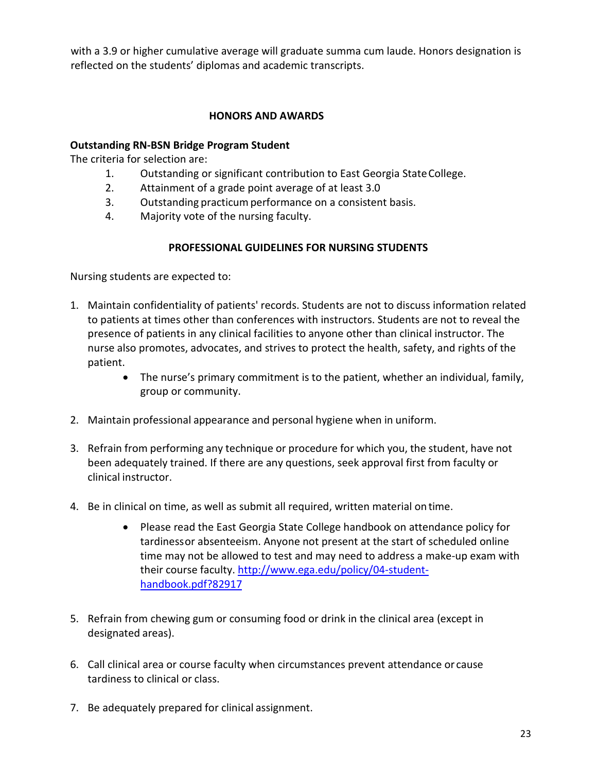with a 3.9 or higher cumulative average will graduate summa cum laude. Honors designation is reflected on the students' diplomas and academic transcripts.

## HONORS AND AWARDS

**Outstanding RN-BSN Bridge Program Student**

The criteria for selection are:

1. Outstanding or significant contribution to East Georgia State College.
2. Attainment of a grade point average of at least 3.0
3. Outstanding practicum performance on a consistent basis.
4. Majority vote of the nursing faculty.

## PROFESSIONAL GUIDELINES FOR NURSING STUDENTS

Nursing students are expected to:

1. Maintain confidentiality of patients' records. Students are not to discuss information related to patients at times other than conferences with instructors. Students are not to reveal the presence of patients in any clinical facilities to anyone other than clinical instructor. The nurse also promotes, advocates, and strives to protect the health, safety, and rights of the patient.
    - The nurse's primary commitment is to the patient, whether an individual, family, group or community.

2. Maintain professional appearance and personal hygiene when in uniform.

3. Refrain from performing any technique or procedure for which you, the student, have not been adequately trained. If there are any questions, seek approval first from faculty or clinical instructor.

4. Be in clinical on time, as well as submit all required, written material on time.
    - Please read the East Georgia State College handbook on attendance policy for tardiness or absenteeism. Anyone not present at the start of scheduled online time may not be allowed to test and may need to address a make-up exam with their course faculty. [http://www.ega.edu/policy/04-student-handbook.pdf?82917](http://www.ega.edu/policy/04-student-handbook.pdf?82917)

5. Refrain from chewing gum or consuming food or drink in the clinical area (except in designated areas).

6. Call clinical area or course faculty when circumstances prevent attendance or cause tardiness to clinical or class.

7. Be adequately prepared for clinical assignment.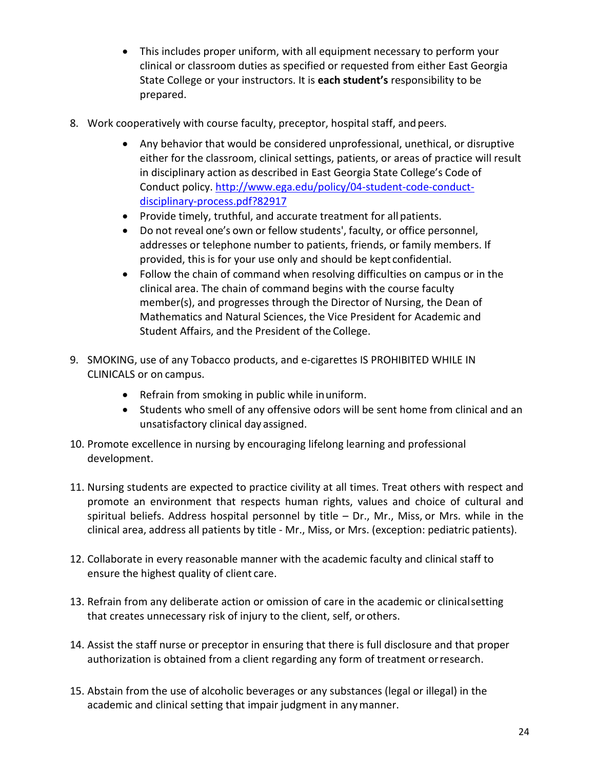- This includes proper uniform, with all equipment necessary to perform your clinical or classroom duties as specified or requested from either East Georgia State College or your instructors. It is **each student's** responsibility to be prepared.

8. Work cooperatively with course faculty, preceptor, hospital staff, and peers.
    - Any behavior that would be considered unprofessional, unethical, or disruptive either for the classroom, clinical settings, patients, or areas of practice will result in disciplinary action as described in East Georgia State College's Code of Conduct policy. [http://www.ega.edu/policy/04-student-code-conduct-disciplinary-process.pdf?82917](http://www.ega.edu/policy/04-student-code-conduct-disciplinary-process.pdf?82917)
    - Provide timely, truthful, and accurate treatment for all patients.
    - Do not reveal one's own or fellow students', faculty, or office personnel, addresses or telephone number to patients, friends, or family members. If provided, this is for your use only and should be kept confidential.
    - Follow the chain of command when resolving difficulties on campus or in the clinical area. The chain of command begins with the course faculty member(s), and progresses through the Director of Nursing, the Dean of Mathematics and Natural Sciences, the Vice President for Academic and Student Affairs, and the President of the College.

9. SMOKING, use of any Tobacco products, and e-cigarettes IS PROHIBITED WHILE IN CLINICALS or on campus.
    - Refrain from smoking in public while in uniform.
    - Students who smell of any offensive odors will be sent home from clinical and an unsatisfactory clinical day assigned.

10. Promote excellence in nursing by encouraging lifelong learning and professional development.

11. Nursing students are expected to practice civility at all times. Treat others with respect and promote an environment that respects human rights, values and choice of cultural and spiritual beliefs. Address hospital personnel by title – Dr., Mr., Miss, or Mrs. while in the clinical area, address all patients by title - Mr., Miss, or Mrs. (exception: pediatric patients).

12. Collaborate in every reasonable manner with the academic faculty and clinical staff to ensure the highest quality of client care.

13. Refrain from any deliberate action or omission of care in the academic or clinical setting that creates unnecessary risk of injury to the client, self, or others.

14. Assist the staff nurse or preceptor in ensuring that there is full disclosure and that proper authorization is obtained from a client regarding any form of treatment or research.

15. Abstain from the use of alcoholic beverages or any substances (legal or illegal) in the academic and clinical setting that impair judgment in any manner.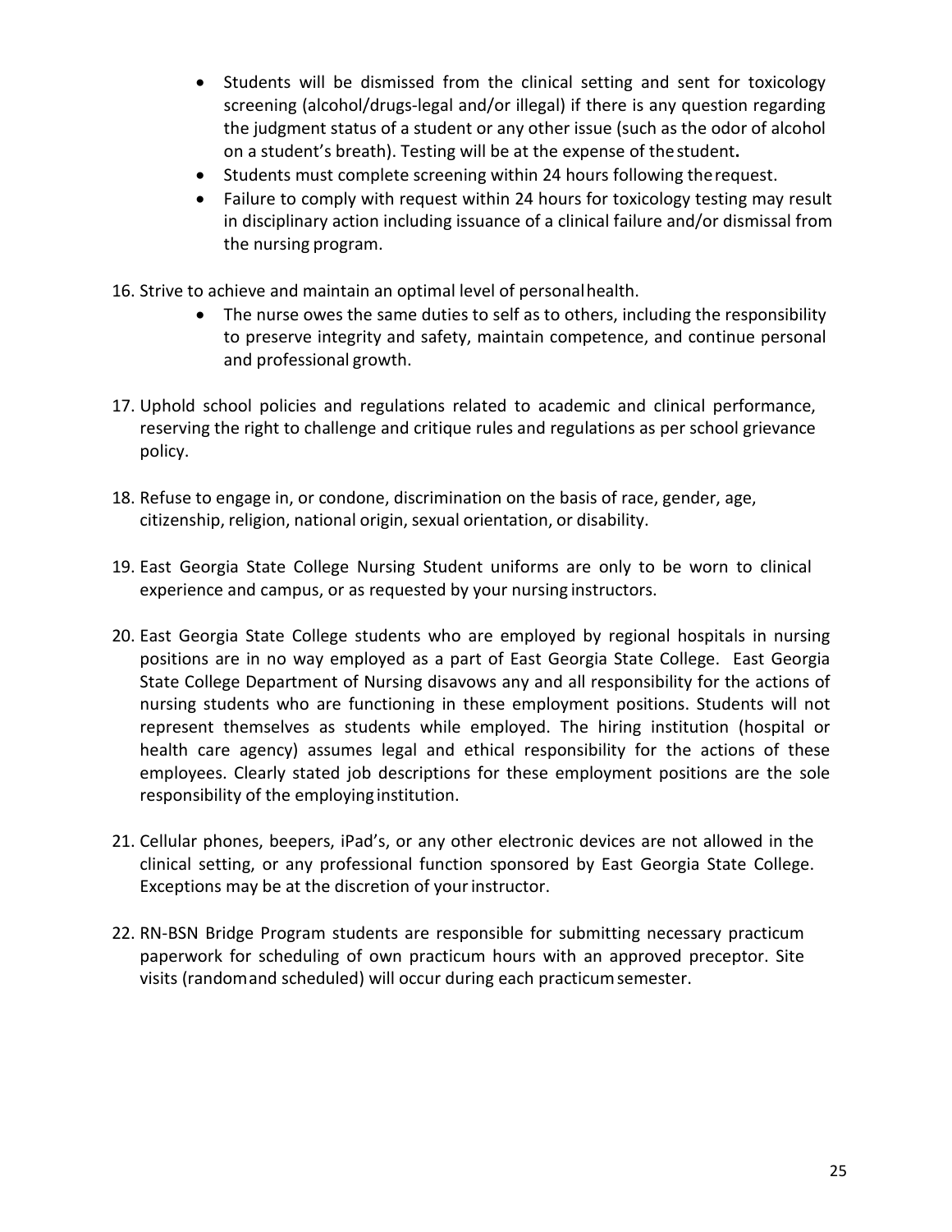- Students will be dismissed from the clinical setting and sent for toxicology screening (alcohol/drugs-legal and/or illegal) if there is any question regarding the judgment status of a student or any other issue (such as the odor of alcohol on a student's breath). Testing will be at the expense of the student**.**
- Students must complete screening within 24 hours following the request.
- Failure to comply with request within 24 hours for toxicology testing may result in disciplinary action including issuance of a clinical failure and/or dismissal from the nursing program.

16. Strive to achieve and maintain an optimal level of personal health.
    - The nurse owes the same duties to self as to others, including the responsibility to preserve integrity and safety, maintain competence, and continue personal and professional growth.

17. Uphold school policies and regulations related to academic and clinical performance, reserving the right to challenge and critique rules and regulations as per school grievance policy.

18. Refuse to engage in, or condone, discrimination on the basis of race, gender, age, citizenship, religion, national origin, sexual orientation, or disability.

19. East Georgia State College Nursing Student uniforms are only to be worn to clinical experience and campus, or as requested by your nursing instructors.

20. East Georgia State College students who are employed by regional hospitals in nursing positions are in no way employed as a part of East Georgia State College. East Georgia State College Department of Nursing disavows any and all responsibility for the actions of nursing students who are functioning in these employment positions. Students will not represent themselves as students while employed. The hiring institution (hospital or health care agency) assumes legal and ethical responsibility for the actions of these employees. Clearly stated job descriptions for these employment positions are the sole responsibility of the employing institution.

21. Cellular phones, beepers, iPad's, or any other electronic devices are not allowed in the clinical setting, or any professional function sponsored by East Georgia State College. Exceptions may be at the discretion of your instructor.

22. RN-BSN Bridge Program students are responsible for submitting necessary practicum paperwork for scheduling of own practicum hours with an approved preceptor. Site visits (random and scheduled) will occur during each practicum semester.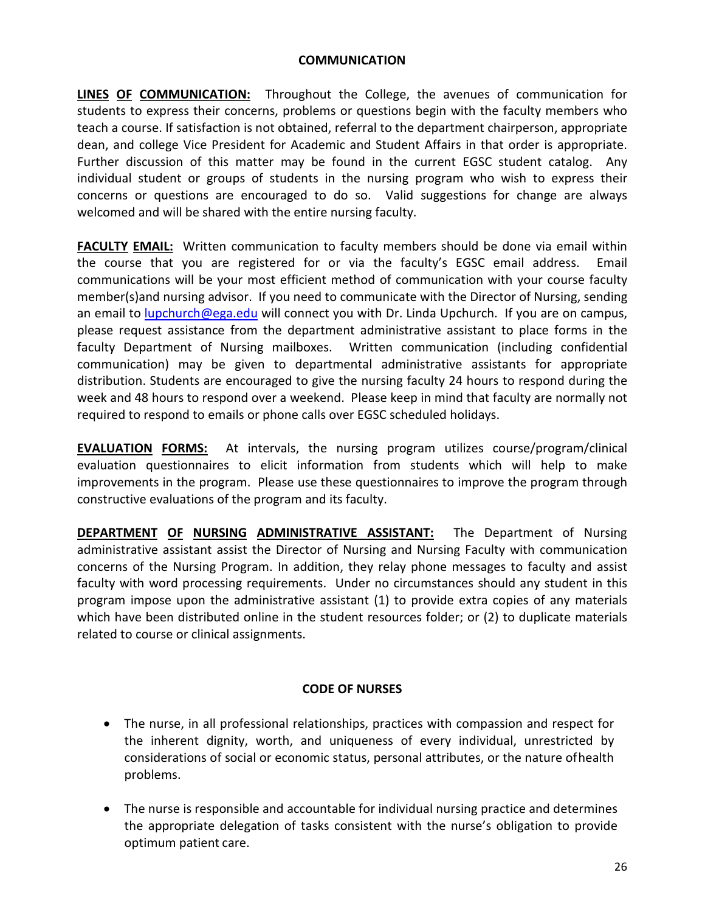## COMMUNICATION

**LINES OF COMMUNICATION:** Throughout the College, the avenues of communication for students to express their concerns, problems or questions begin with the faculty members who teach a course. If satisfaction is not obtained, referral to the department chairperson, appropriate dean, and college Vice President for Academic and Student Affairs in that order is appropriate. Further discussion of this matter may be found in the current EGSC student catalog. Any individual student or groups of students in the nursing program who wish to express their concerns or questions are encouraged to do so. Valid suggestions for change are always welcomed and will be shared with the entire nursing faculty.

**FACULTY EMAIL:** Written communication to faculty members should be done via email within the course that you are registered for or via the faculty's EGSC email address. Email communications will be your most efficient method of communication with your course faculty member(s)and nursing advisor. If you need to communicate with the Director of Nursing, sending an email to lupchurch@ega.edu will connect you with Dr. Linda Upchurch. If you are on campus, please request assistance from the department administrative assistant to place forms in the faculty Department of Nursing mailboxes. Written communication (including confidential communication) may be given to departmental administrative assistants for appropriate distribution. Students are encouraged to give the nursing faculty 24 hours to respond during the week and 48 hours to respond over a weekend. Please keep in mind that faculty are normally not required to respond to emails or phone calls over EGSC scheduled holidays.

**EVALUATION FORMS:** At intervals, the nursing program utilizes course/program/clinical evaluation questionnaires to elicit information from students which will help to make improvements in the program. Please use these questionnaires to improve the program through constructive evaluations of the program and its faculty.

**DEPARTMENT OF NURSING ADMINISTRATIVE ASSISTANT:** The Department of Nursing administrative assistant assist the Director of Nursing and Nursing Faculty with communication concerns of the Nursing Program. In addition, they relay phone messages to faculty and assist faculty with word processing requirements. Under no circumstances should any student in this program impose upon the administrative assistant (1) to provide extra copies of any materials which have been distributed online in the student resources folder; or (2) to duplicate materials related to course or clinical assignments.

## CODE OF NURSES

- The nurse, in all professional relationships, practices with compassion and respect for the inherent dignity, worth, and uniqueness of every individual, unrestricted by considerations of social or economic status, personal attributes, or the nature ofhealth problems.
- The nurse is responsible and accountable for individual nursing practice and determines the appropriate delegation of tasks consistent with the nurse's obligation to provide optimum patient care.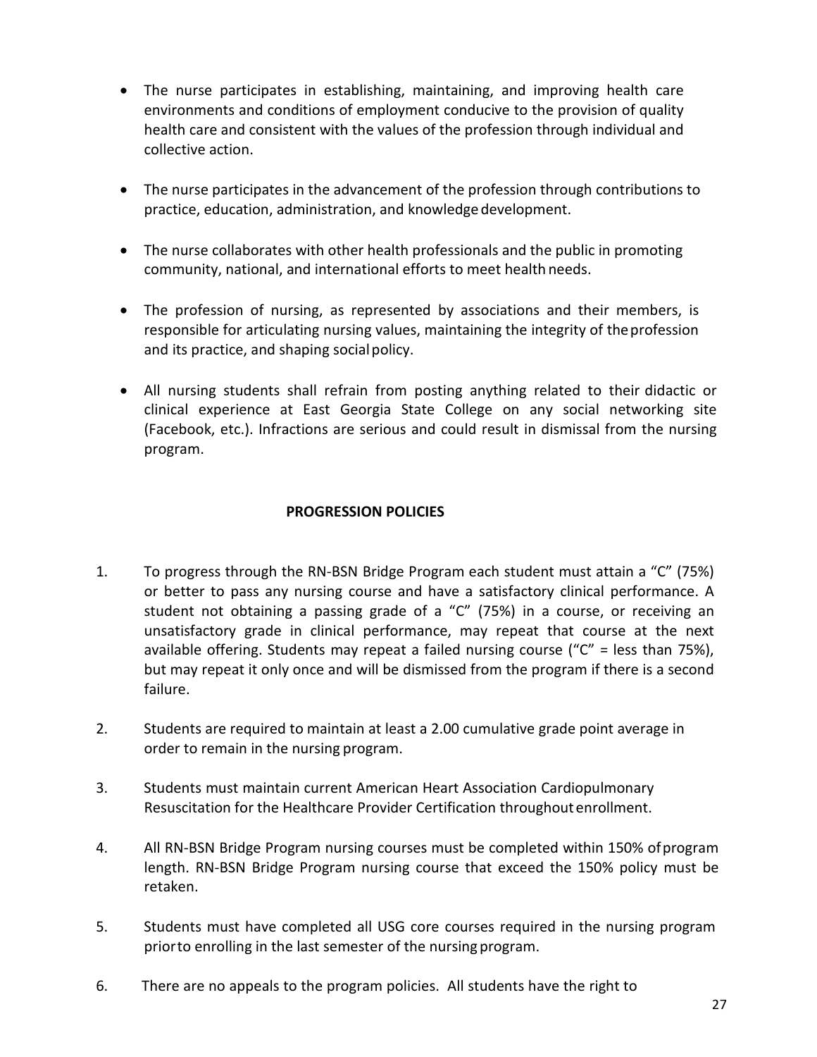- The nurse participates in establishing, maintaining, and improving health care environments and conditions of employment conducive to the provision of quality health care and consistent with the values of the profession through individual and collective action.

- The nurse participates in the advancement of the profession through contributions to practice, education, administration, and knowledge development.

- The nurse collaborates with other health professionals and the public in promoting community, national, and international efforts to meet health needs.

- The profession of nursing, as represented by associations and their members, is responsible for articulating nursing values, maintaining the integrity of the profession and its practice, and shaping social policy.

- All nursing students shall refrain from posting anything related to their didactic or clinical experience at East Georgia State College on any social networking site (Facebook, etc.). Infractions are serious and could result in dismissal from the nursing program.

## PROGRESSION POLICIES

1. To progress through the RN-BSN Bridge Program each student must attain a "C" (75%) or better to pass any nursing course and have a satisfactory clinical performance. A student not obtaining a passing grade of a "C" (75%) in a course, or receiving an unsatisfactory grade in clinical performance, may repeat that course at the next available offering. Students may repeat a failed nursing course ("C" = less than 75%), but may repeat it only once and will be dismissed from the program if there is a second failure.

2. Students are required to maintain at least a 2.00 cumulative grade point average in order to remain in the nursing program.

3. Students must maintain current American Heart Association Cardiopulmonary Resuscitation for the Healthcare Provider Certification throughout enrollment.

4. All RN-BSN Bridge Program nursing courses must be completed within 150% of program length. RN-BSN Bridge Program nursing course that exceed the 150% policy must be retaken.

5. Students must have completed all USG core courses required in the nursing program prior to enrolling in the last semester of the nursing program.

6. There are no appeals to the program policies. All students have the right to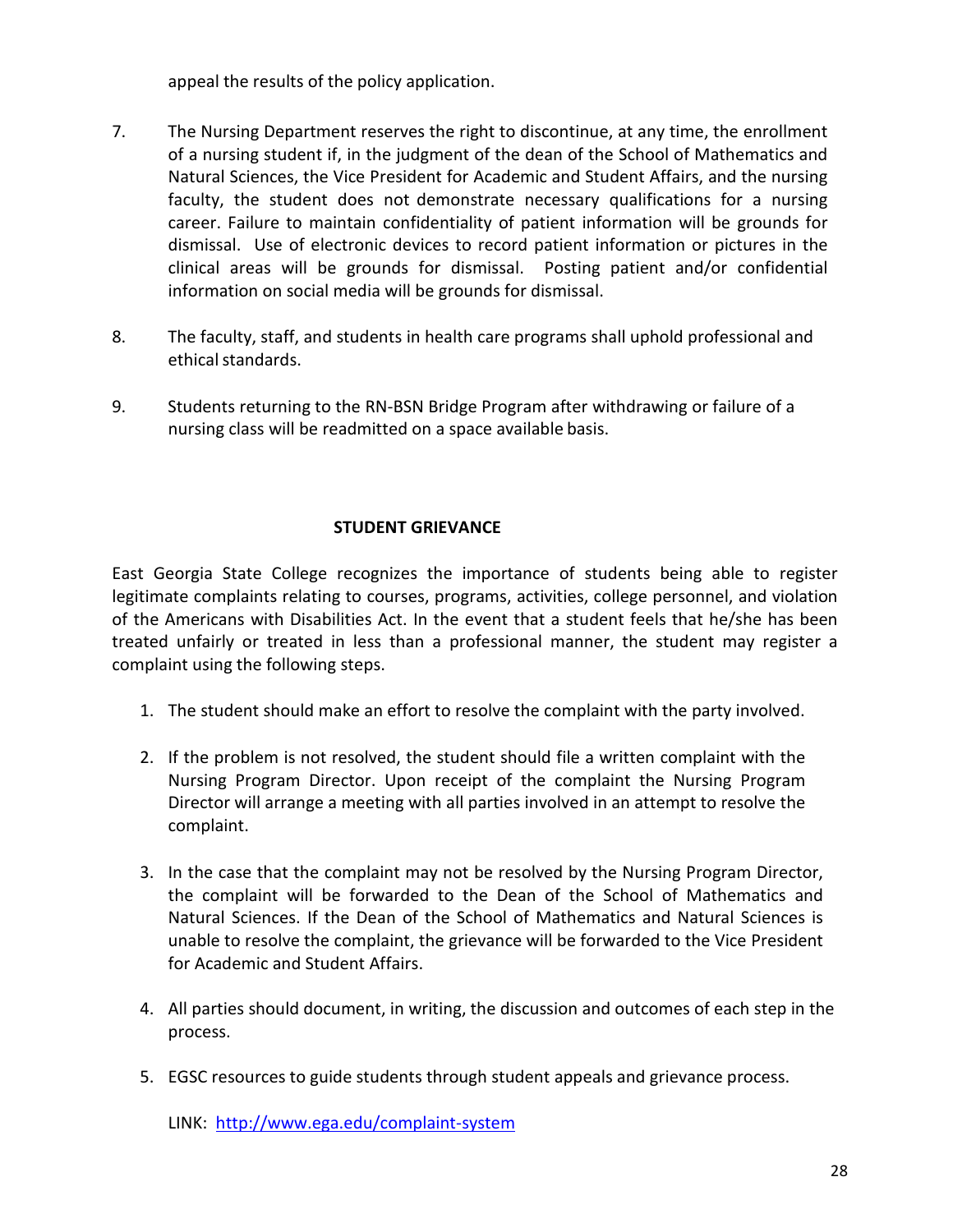appeal the results of the policy application.

7. The Nursing Department reserves the right to discontinue, at any time, the enrollment of a nursing student if, in the judgment of the dean of the School of Mathematics and Natural Sciences, the Vice President for Academic and Student Affairs, and the nursing faculty, the student does not demonstrate necessary qualifications for a nursing career. Failure to maintain confidentiality of patient information will be grounds for dismissal. Use of electronic devices to record patient information or pictures in the clinical areas will be grounds for dismissal. Posting patient and/or confidential information on social media will be grounds for dismissal.

8. The faculty, staff, and students in health care programs shall uphold professional and ethical standards.

9. Students returning to the RN-BSN Bridge Program after withdrawing or failure of a nursing class will be readmitted on a space available basis.

## STUDENT GRIEVANCE

East Georgia State College recognizes the importance of students being able to register legitimate complaints relating to courses, programs, activities, college personnel, and violation of the Americans with Disabilities Act. In the event that a student feels that he/she has been treated unfairly or treated in less than a professional manner, the student may register a complaint using the following steps.

1. The student should make an effort to resolve the complaint with the party involved.

2. If the problem is not resolved, the student should file a written complaint with the Nursing Program Director. Upon receipt of the complaint the Nursing Program Director will arrange a meeting with all parties involved in an attempt to resolve the complaint.

3. In the case that the complaint may not be resolved by the Nursing Program Director, the complaint will be forwarded to the Dean of the School of Mathematics and Natural Sciences. If the Dean of the School of Mathematics and Natural Sciences is unable to resolve the complaint, the grievance will be forwarded to the Vice President for Academic and Student Affairs.

4. All parties should document, in writing, the discussion and outcomes of each step in the process.

5. EGSC resources to guide students through student appeals and grievance process.

   LINK: [http://www.ega.edu/complaint-system](http://www.ega.edu/complaint-system)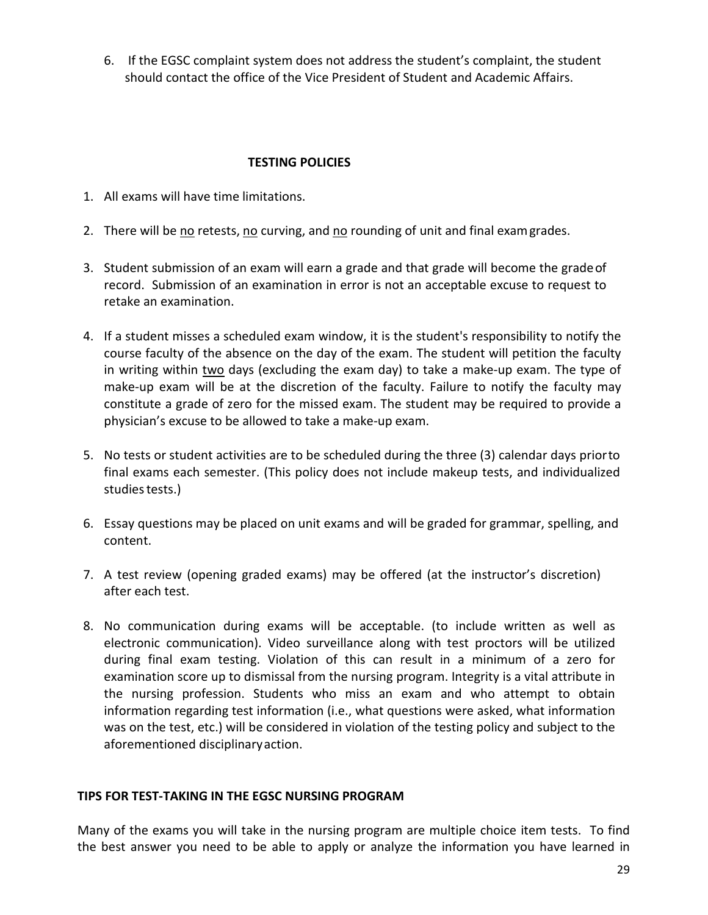6. If the EGSC complaint system does not address the student's complaint, the student should contact the office of the Vice President of Student and Academic Affairs.

## TESTING POLICIES

1. All exams will have time limitations.

2. There will be <u>no</u> retests, <u>no</u> curving, and <u>no</u> rounding of unit and final exam grades.

3. Student submission of an exam will earn a grade and that grade will become the grade of record. Submission of an examination in error is not an acceptable excuse to request to retake an examination.

4. If a student misses a scheduled exam window, it is the student's responsibility to notify the course faculty of the absence on the day of the exam. The student will petition the faculty in writing within <u>two</u> days (excluding the exam day) to take a make-up exam. The type of make-up exam will be at the discretion of the faculty. Failure to notify the faculty may constitute a grade of zero for the missed exam. The student may be required to provide a physician's excuse to be allowed to take a make-up exam.

5. No tests or student activities are to be scheduled during the three (3) calendar days prior to final exams each semester. (This policy does not include makeup tests, and individualized studies tests.)

6. Essay questions may be placed on unit exams and will be graded for grammar, spelling, and content.

7. A test review (opening graded exams) may be offered (at the instructor's discretion) after each test.

8. No communication during exams will be acceptable. (to include written as well as electronic communication). Video surveillance along with test proctors will be utilized during final exam testing. Violation of this can result in a minimum of a zero for examination score up to dismissal from the nursing program. Integrity is a vital attribute in the nursing profession. Students who miss an exam and who attempt to obtain information regarding test information (i.e., what questions were asked, what information was on the test, etc.) will be considered in violation of the testing policy and subject to the aforementioned disciplinary action.

## TIPS FOR TEST-TAKING IN THE EGSC NURSING PROGRAM

Many of the exams you will take in the nursing program are multiple choice item tests. To find the best answer you need to be able to apply or analyze the information you have learned in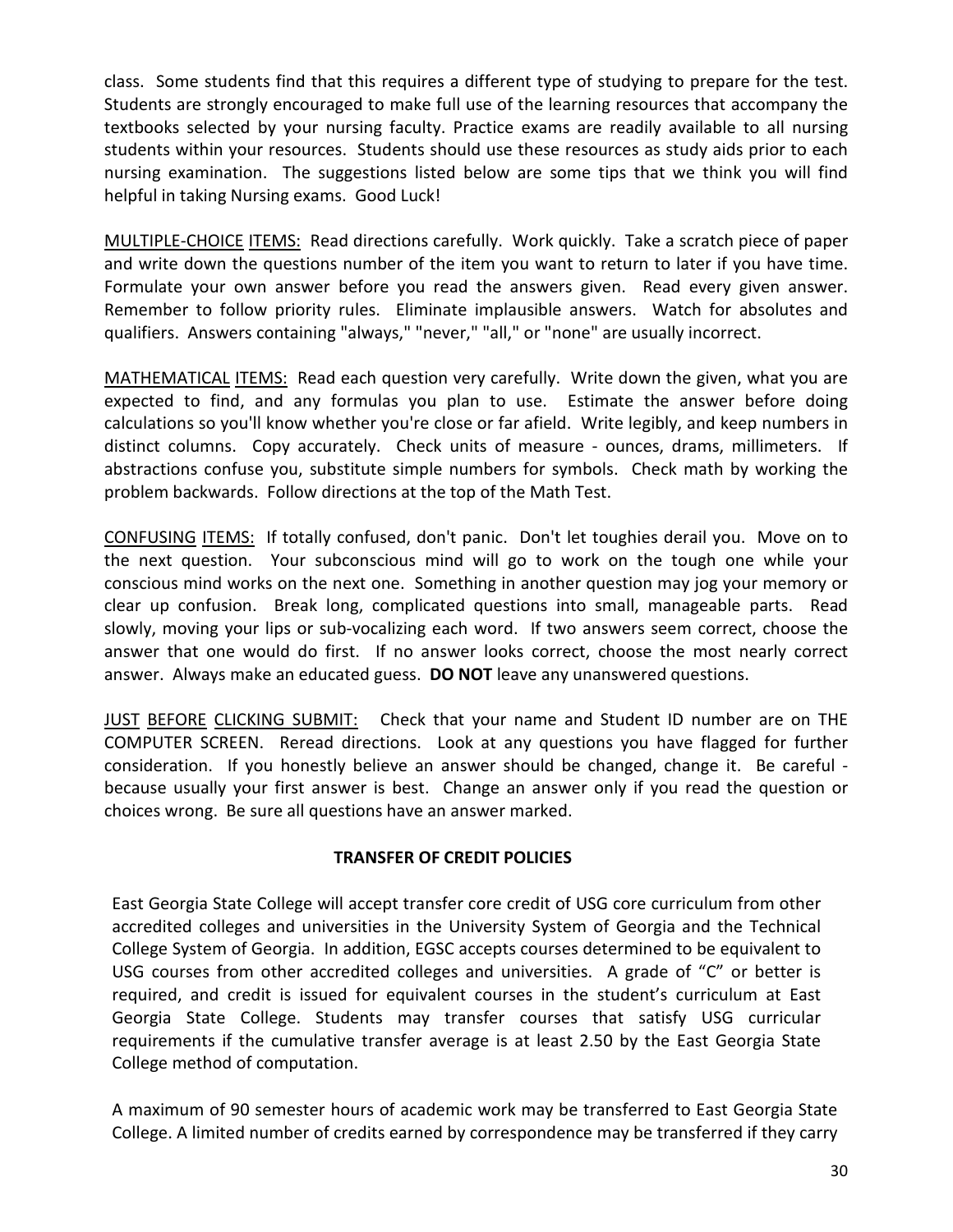class. Some students find that this requires a different type of studying to prepare for the test. Students are strongly encouraged to make full use of the learning resources that accompany the textbooks selected by your nursing faculty. Practice exams are readily available to all nursing students within your resources. Students should use these resources as study aids prior to each nursing examination. The suggestions listed below are some tips that we think you will find helpful in taking Nursing exams. Good Luck!

MULTIPLE-CHOICE ITEMS: Read directions carefully. Work quickly. Take a scratch piece of paper and write down the questions number of the item you want to return to later if you have time. Formulate your own answer before you read the answers given. Read every given answer. Remember to follow priority rules. Eliminate implausible answers. Watch for absolutes and qualifiers. Answers containing "always," "never," "all," or "none" are usually incorrect.

MATHEMATICAL ITEMS: Read each question very carefully. Write down the given, what you are expected to find, and any formulas you plan to use. Estimate the answer before doing calculations so you'll know whether you're close or far afield. Write legibly, and keep numbers in distinct columns. Copy accurately. Check units of measure - ounces, drams, millimeters. If abstractions confuse you, substitute simple numbers for symbols. Check math by working the problem backwards. Follow directions at the top of the Math Test.

CONFUSING ITEMS: If totally confused, don't panic. Don't let toughies derail you. Move on to the next question. Your subconscious mind will go to work on the tough one while your conscious mind works on the next one. Something in another question may jog your memory or clear up confusion. Break long, complicated questions into small, manageable parts. Read slowly, moving your lips or sub-vocalizing each word. If two answers seem correct, choose the answer that one would do first. If no answer looks correct, choose the most nearly correct answer. Always make an educated guess. **DO NOT** leave any unanswered questions.

JUST BEFORE CLICKING SUBMIT: Check that your name and Student ID number are on THE COMPUTER SCREEN. Reread directions. Look at any questions you have flagged for further consideration. If you honestly believe an answer should be changed, change it. Be careful - because usually your first answer is best. Change an answer only if you read the question or choices wrong. Be sure all questions have an answer marked.

## TRANSFER OF CREDIT POLICIES

East Georgia State College will accept transfer core credit of USG core curriculum from other accredited colleges and universities in the University System of Georgia and the Technical College System of Georgia. In addition, EGSC accepts courses determined to be equivalent to USG courses from other accredited colleges and universities. A grade of "C" or better is required, and credit is issued for equivalent courses in the student's curriculum at East Georgia State College. Students may transfer courses that satisfy USG curricular requirements if the cumulative transfer average is at least 2.50 by the East Georgia State College method of computation.

A maximum of 90 semester hours of academic work may be transferred to East Georgia State College. A limited number of credits earned by correspondence may be transferred if they carry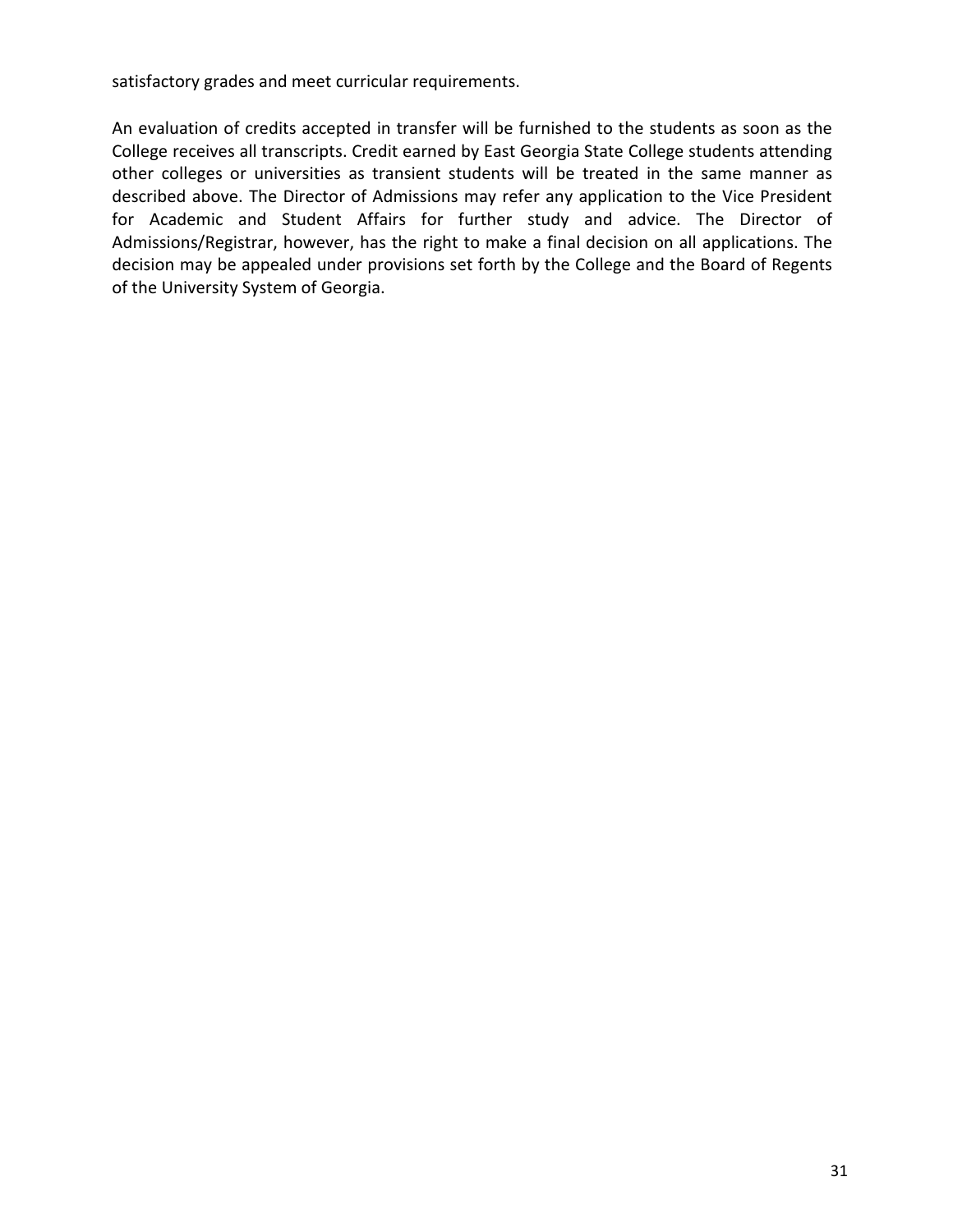satisfactory grades and meet curricular requirements.

An evaluation of credits accepted in transfer will be furnished to the students as soon as the College receives all transcripts. Credit earned by East Georgia State College students attending other colleges or universities as transient students will be treated in the same manner as described above. The Director of Admissions may refer any application to the Vice President for Academic and Student Affairs for further study and advice. The Director of Admissions/Registrar, however, has the right to make a final decision on all applications. The decision may be appealed under provisions set forth by the College and the Board of Regents of the University System of Georgia.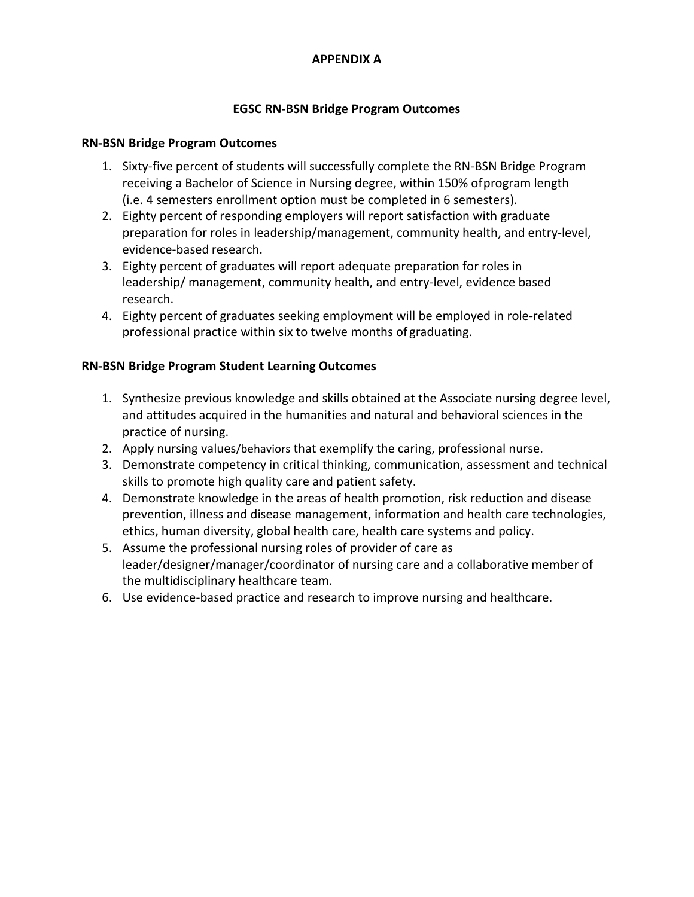# APPENDIX A

## EGSC RN-BSN Bridge Program Outcomes

### RN-BSN Bridge Program Outcomes

1. Sixty-five percent of students will successfully complete the RN-BSN Bridge Program receiving a Bachelor of Science in Nursing degree, within 150% of program length (i.e. 4 semesters enrollment option must be completed in 6 semesters).
2. Eighty percent of responding employers will report satisfaction with graduate preparation for roles in leadership/management, community health, and entry-level, evidence-based research.
3. Eighty percent of graduates will report adequate preparation for roles in leadership/ management, community health, and entry-level, evidence based research.
4. Eighty percent of graduates seeking employment will be employed in role-related professional practice within six to twelve months of graduating.

### RN-BSN Bridge Program Student Learning Outcomes

1. Synthesize previous knowledge and skills obtained at the Associate nursing degree level, and attitudes acquired in the humanities and natural and behavioral sciences in the practice of nursing.
2. Apply nursing values/behaviors that exemplify the caring, professional nurse.
3. Demonstrate competency in critical thinking, communication, assessment and technical skills to promote high quality care and patient safety.
4. Demonstrate knowledge in the areas of health promotion, risk reduction and disease prevention, illness and disease management, information and health care technologies, ethics, human diversity, global health care, health care systems and policy.
5. Assume the professional nursing roles of provider of care as leader/designer/manager/coordinator of nursing care and a collaborative member of the multidisciplinary healthcare team.
6. Use evidence-based practice and research to improve nursing and healthcare.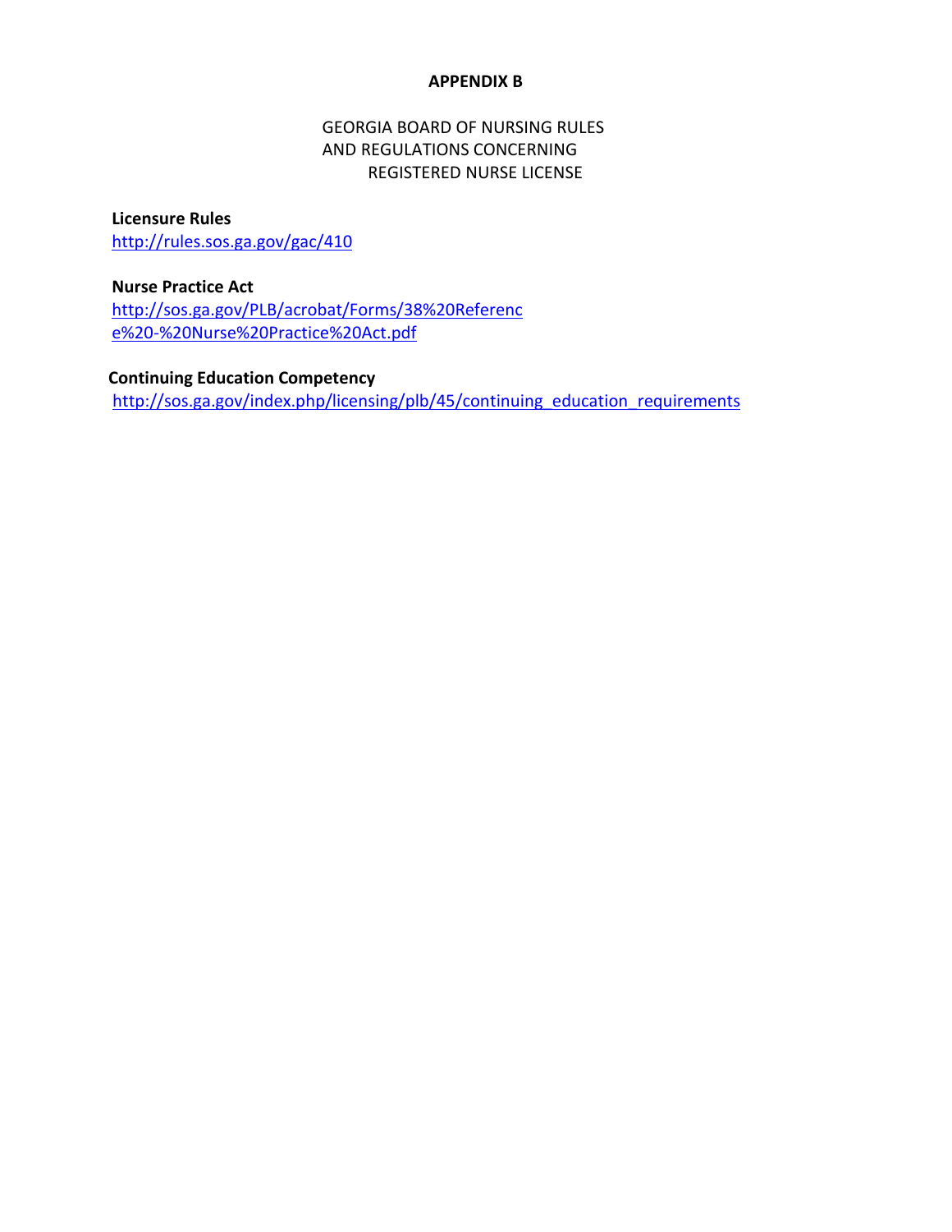# APPENDIX B

## GEORGIA BOARD OF NURSING RULES AND REGULATIONS CONCERNING REGISTERED NURSE LICENSE

**Licensure Rules**

http://rules.sos.ga.gov/gac/410

**Nurse Practice Act**

http://sos.ga.gov/PLB/acrobat/Forms/38%20Reference%20-%20Nurse%20Practice%20Act.pdf

**Continuing Education Competency**

http://sos.ga.gov/index.php/licensing/plb/45/continuing_education_requirements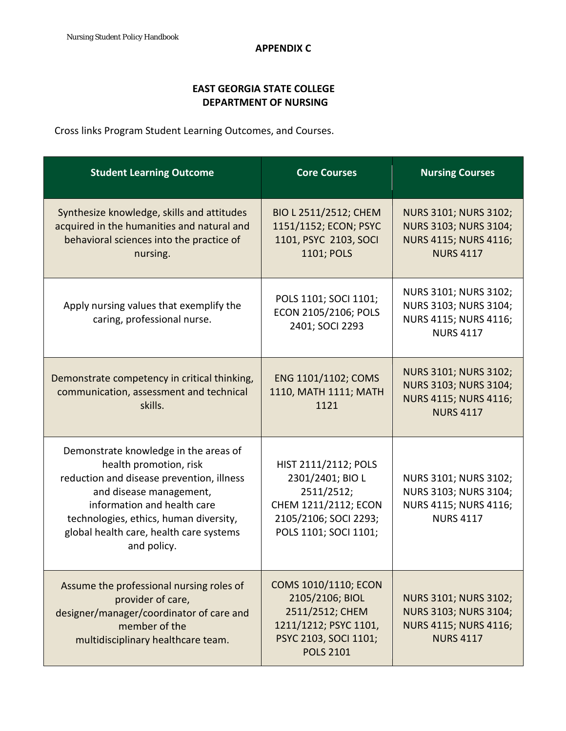## APPENDIX C

## EAST GEORGIA STATE COLLEGE
## DEPARTMENT OF NURSING

Cross links Program Student Learning Outcomes, and Courses.

| Student Learning Outcome | Core Courses | Nursing Courses |
|---|---|---|
| Synthesize knowledge, skills and attitudes acquired in the humanities and natural and behavioral sciences into the practice of nursing. | BIO L 2511/2512; CHEM 1151/1152; ECON; PSYC 1101, PSYC 2103, SOCI 1101; POLS | NURS 3101; NURS 3102; NURS 3103; NURS 3104; NURS 4115; NURS 4116; NURS 4117 |
| Apply nursing values that exemplify the caring, professional nurse. | POLS 1101; SOCI 1101; ECON 2105/2106; POLS 2401; SOCI 2293 | NURS 3101; NURS 3102; NURS 3103; NURS 3104; NURS 4115; NURS 4116; NURS 4117 |
| Demonstrate competency in critical thinking, communication, assessment and technical skills. | ENG 1101/1102; COMS 1110, MATH 1111; MATH 1121 | NURS 3101; NURS 3102; NURS 3103; NURS 3104; NURS 4115; NURS 4116; NURS 4117 |
| Demonstrate knowledge in the areas of health promotion, risk reduction and disease prevention, illness and disease management, information and health care technologies, ethics, human diversity, global health care, health care systems and policy. | HIST 2111/2112; POLS 2301/2401; BIO L 2511/2512; CHEM 1211/2112; ECON 2105/2106; SOCI 2293; POLS 1101; SOCI 1101; | NURS 3101; NURS 3102; NURS 3103; NURS 3104; NURS 4115; NURS 4116; NURS 4117 |
| Assume the professional nursing roles of provider of care, designer/manager/coordinator of care and member of the multidisciplinary healthcare team. | COMS 1010/1110; ECON 2105/2106; BIOL 2511/2512; CHEM 1211/1212; PSYC 1101, PSYC 2103, SOCI 1101; POLS 2101 | NURS 3101; NURS 3102; NURS 3103; NURS 3104; NURS 4115; NURS 4116; NURS 4117 |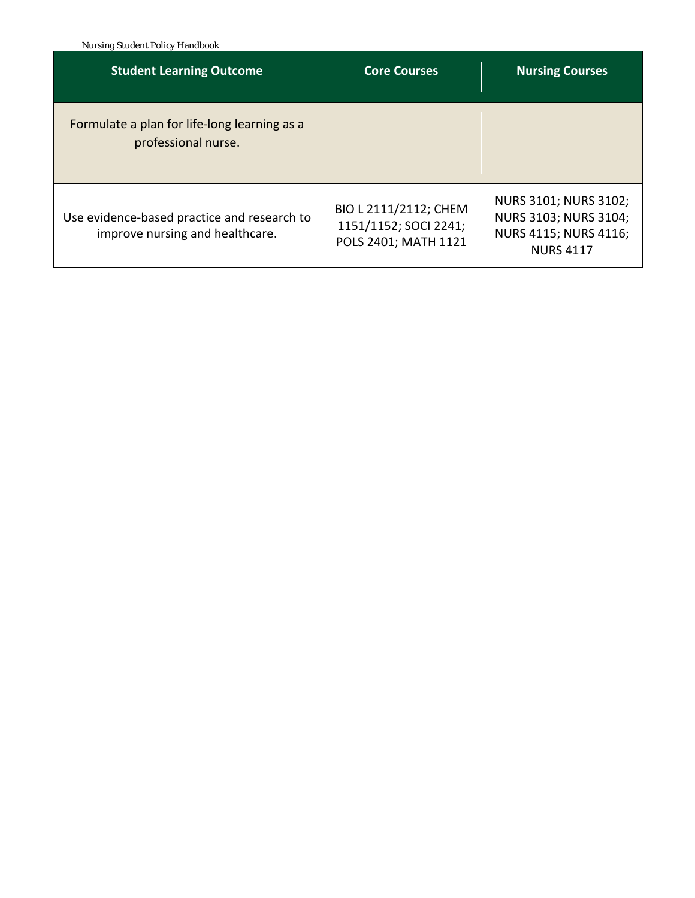| Student Learning Outcome | Core Courses | Nursing Courses |
| --- | --- | --- |
| Formulate a plan for life-long learning as a professional nurse. | | |
| Use evidence-based practice and research to improve nursing and healthcare. | BIO L 2111/2112; CHEM 1151/1152; SOCI 2241; POLS 2401; MATH 1121 | NURS 3101; NURS 3102; NURS 3103; NURS 3104; NURS 4115; NURS 4116; NURS 4117 |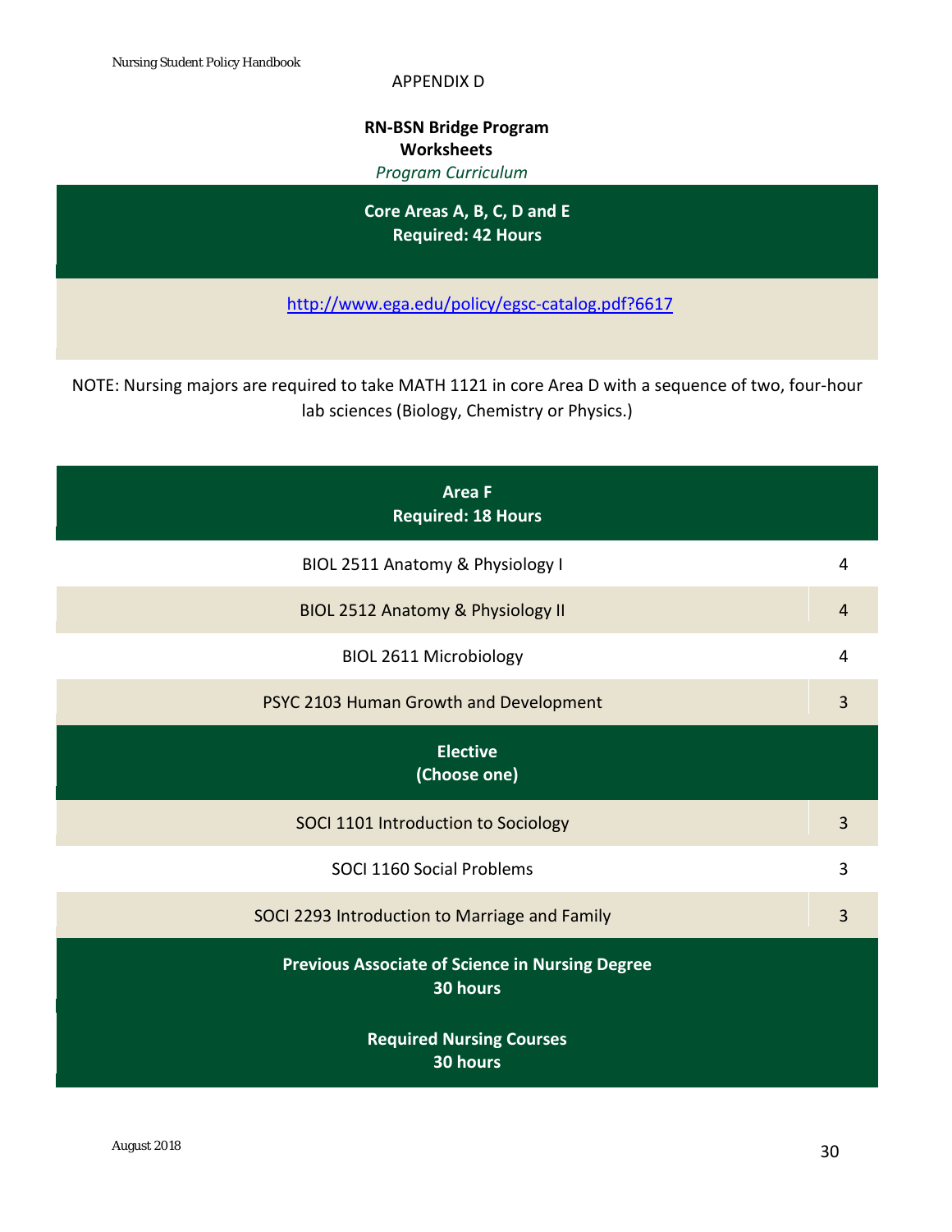APPENDIX D

**RN-BSN Bridge Program**
**Worksheets**
*Program Curriculum*

**Core Areas A, B, C, D and E**
**Required: 42 Hours**

http://www.ega.edu/policy/egsc-catalog.pdf?6617

NOTE: Nursing majors are required to take MATH 1121 in core Area D with a sequence of two, four-hour lab sciences (Biology, Chemistry or Physics.)

| **Area F**<br>**Required: 18 Hours** | |
|---|---|
| BIOL 2511 Anatomy & Physiology I | 4 |
| BIOL 2512 Anatomy & Physiology II | 4 |
| BIOL 2611 Microbiology | 4 |
| PSYC 2103 Human Growth and Development | 3 |
| **Elective**<br>**(Choose one)** | |
| SOCI 1101 Introduction to Sociology | 3 |
| SOCI 1160 Social Problems | 3 |
| SOCI 2293 Introduction to Marriage and Family | 3 |
| **Previous Associate of Science in Nursing Degree**<br>**30 hours** | |
| **Required Nursing Courses**<br>**30 hours** | |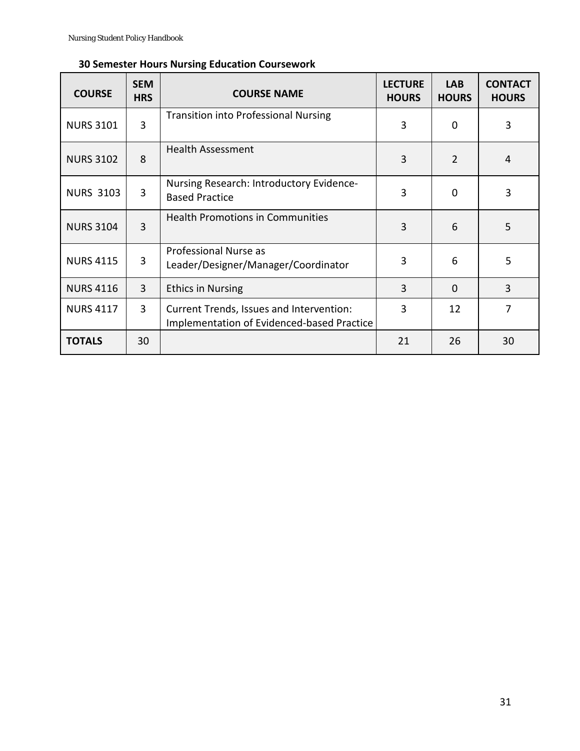**30 Semester Hours Nursing Education Coursework**

| COURSE | SEM HRS | COURSE NAME | LECTURE HOURS | LAB HOURS | CONTACT HOURS |
|---|---|---|---|---|---|
| NURS 3101 | 3 | Transition into Professional Nursing | 3 | 0 | 3 |
| NURS 3102 | 8 | Health Assessment | 3 | 2 | 4 |
| NURS 3103 | 3 | Nursing Research: Introductory Evidence-Based Practice | 3 | 0 | 3 |
| NURS 3104 | 3 | Health Promotions in Communities | 3 | 6 | 5 |
| NURS 4115 | 3 | Professional Nurse as Leader/Designer/Manager/Coordinator | 3 | 6 | 5 |
| NURS 4116 | 3 | Ethics in Nursing | 3 | 0 | 3 |
| NURS 4117 | 3 | Current Trends, Issues and Intervention: Implementation of Evidenced-based Practice | 3 | 12 | 7 |
| **TOTALS** | 30 | | 21 | 26 | 30 |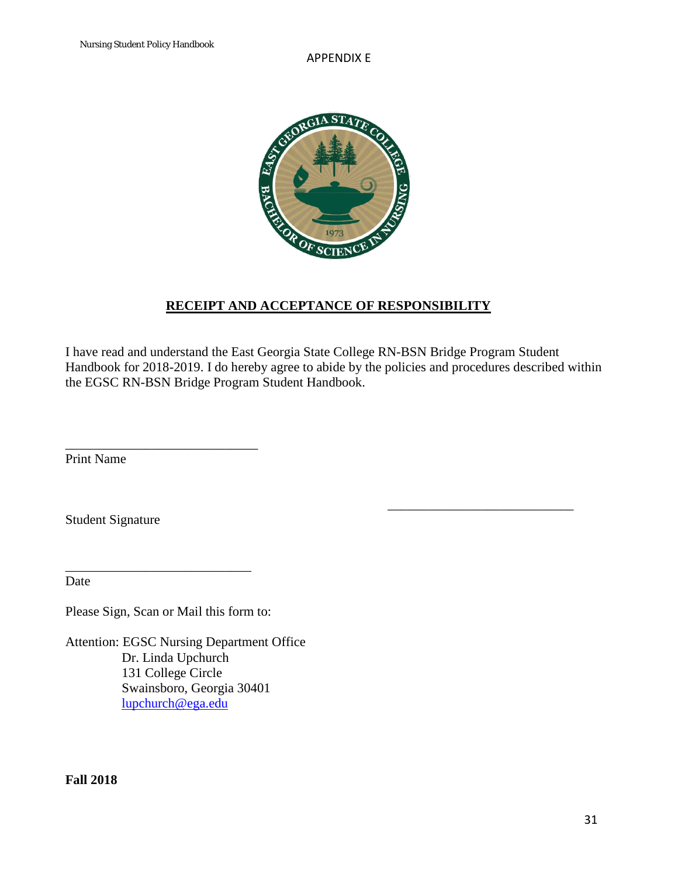APPENDIX E

## RECEIPT AND ACCEPTANCE OF RESPONSIBILITY

I have read and understand the East Georgia State College RN-BSN Bridge Program Student Handbook for 2018-2019. I do hereby agree to abide by the policies and procedures described within the EGSC RN-BSN Bridge Program Student Handbook.

______________________________
Print Name

Student Signature ______________________________

______________________________
Date

Please Sign, Scan or Mail this form to:

Attention: EGSC Nursing Department Office
Dr. Linda Upchurch
131 College Circle
Swainsboro, Georgia 30401
lupchurch@ega.edu

**Fall 2018**